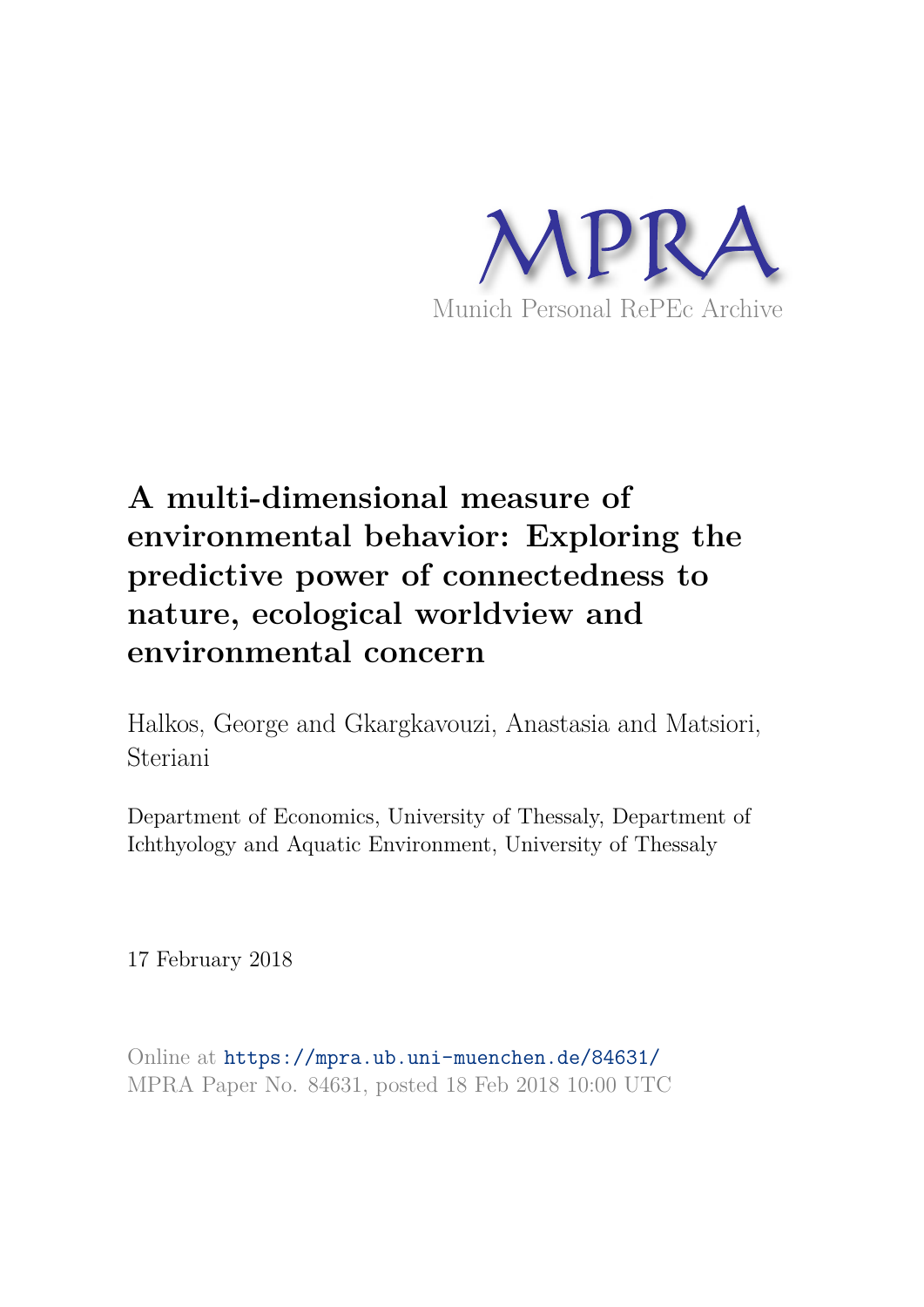MPRA

Munich Personal RePEc Archive

# A multi-dimensional measure of environmental behavior: Exploring the predictive power of connectedness to nature, ecological worldview and environmental concern

Halkos, George and Gkargkavouzi, Anastasia and Matsiori, Steriani

Department of Economics, University of Thessaly, Department of Ichthyology and Aquatic Environment, University of Thessaly

17 February 2018

Online at https://mpra.ub.uni-muenchen.de/84631/
MPRA Paper No. 84631, posted 18 Feb 2018 10:00 UTC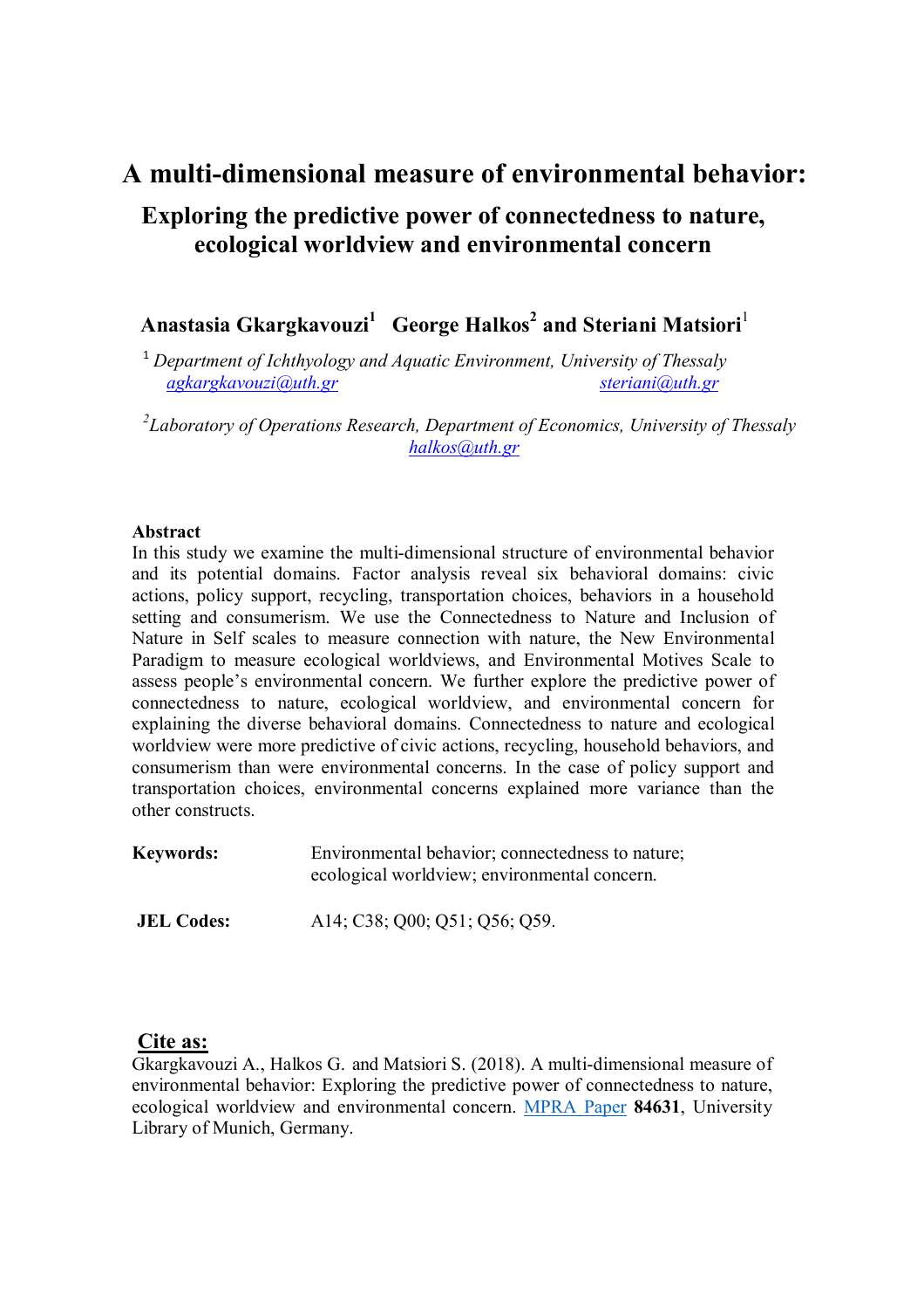# A multi-dimensional measure of environmental behavior:

## Exploring the predictive power of connectedness to nature, ecological worldview and environmental concern

**Anastasia Gkargkavouzi[1] George Halkos[2] and Steriani Matsiori[1]**

[1] *Department of Ichthyology and Aquatic Environment, University of Thessaly*
*agkargkavouzi@uth.gr* *steriani@uth.gr*

[2] *Laboratory of Operations Research, Department of Economics, University of Thessaly*
*halkos@uth.gr*

**Abstract**

In this study we examine the multi-dimensional structure of environmental behavior and its potential domains. Factor analysis reveal six behavioral domains: civic actions, policy support, recycling, transportation choices, behaviors in a household setting and consumerism. We use the Connectedness to Nature and Inclusion of Nature in Self scales to measure connection with nature, the New Environmental Paradigm to measure ecological worldviews, and Environmental Motives Scale to assess people's environmental concern. We further explore the predictive power of connectedness to nature, ecological worldview, and environmental concern for explaining the diverse behavioral domains. Connectedness to nature and ecological worldview were more predictive of civic actions, recycling, household behaviors, and consumerism than were environmental concerns. In the case of policy support and transportation choices, environmental concerns explained more variance than the other constructs.

| | |
|---|---|
| **Keywords:** | Environmental behavior; connectedness to nature; ecological worldview; environmental concern. |
| **JEL Codes:** | A14; C38; Q00; Q51; Q56; Q59. |

**Cite as:**

Gkargkavouzi A., Halkos G. and Matsiori S. (2018). A multi-dimensional measure of environmental behavior: Exploring the predictive power of connectedness to nature, ecological worldview and environmental concern. MPRA Paper **84631**, University Library of Munich, Germany.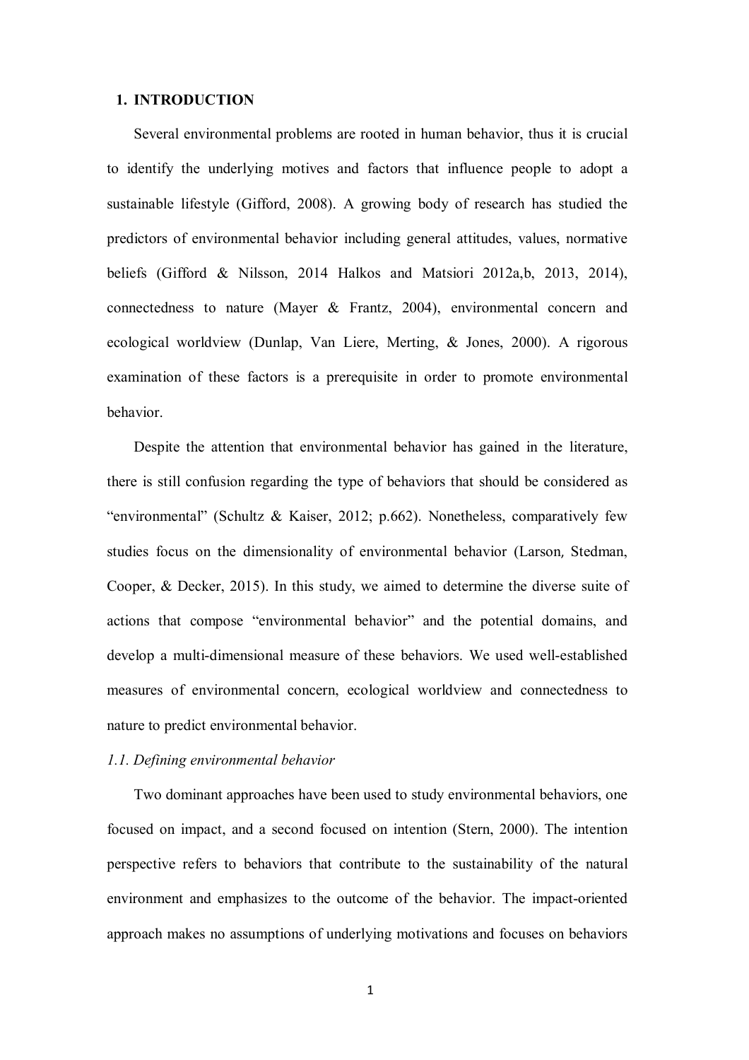## 1. INTRODUCTION

Several environmental problems are rooted in human behavior, thus it is crucial to identify the underlying motives and factors that influence people to adopt a sustainable lifestyle (Gifford, 2008). A growing body of research has studied the predictors of environmental behavior including general attitudes, values, normative beliefs (Gifford & Nilsson, 2014 Halkos and Matsiori 2012a,b, 2013, 2014), connectedness to nature (Mayer & Frantz, 2004), environmental concern and ecological worldview (Dunlap, Van Liere, Merting, & Jones, 2000). A rigorous examination of these factors is a prerequisite in order to promote environmental behavior.

Despite the attention that environmental behavior has gained in the literature, there is still confusion regarding the type of behaviors that should be considered as "environmental" (Schultz & Kaiser, 2012; p.662). Nonetheless, comparatively few studies focus on the dimensionality of environmental behavior (Larson, Stedman, Cooper, & Decker, 2015). In this study, we aimed to determine the diverse suite of actions that compose "environmental behavior" and the potential domains, and develop a multi-dimensional measure of these behaviors. We used well-established measures of environmental concern, ecological worldview and connectedness to nature to predict environmental behavior.

### *1.1. Defining environmental behavior*

Two dominant approaches have been used to study environmental behaviors, one focused on impact, and a second focused on intention (Stern, 2000). The intention perspective refers to behaviors that contribute to the sustainability of the natural environment and emphasizes to the outcome of the behavior. The impact-oriented approach makes no assumptions of underlying motivations and focuses on behaviors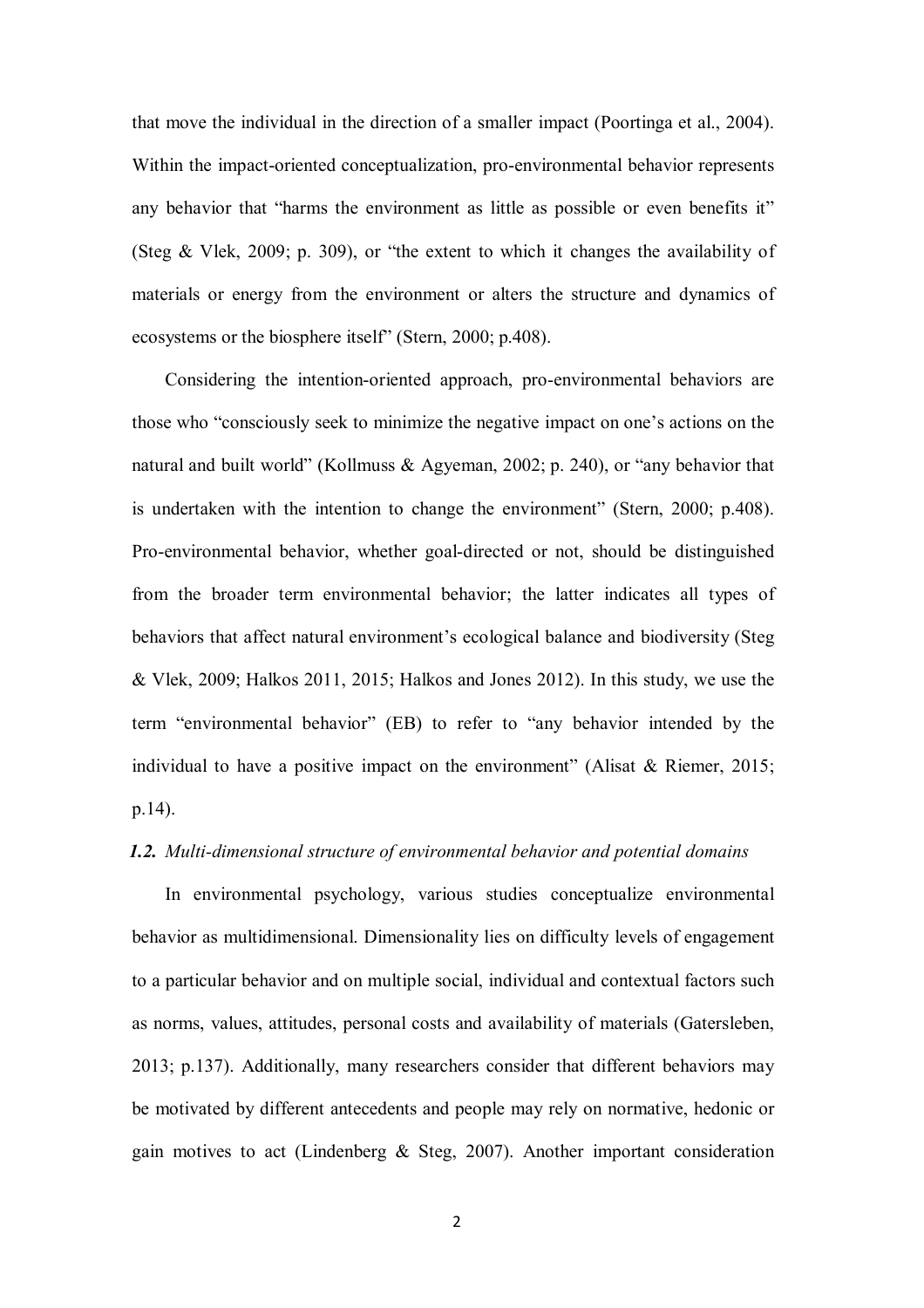that move the individual in the direction of a smaller impact (Poortinga et al., 2004). Within the impact-oriented conceptualization, pro-environmental behavior represents any behavior that "harms the environment as little as possible or even benefits it" (Steg & Vlek, 2009; p. 309), or "the extent to which it changes the availability of materials or energy from the environment or alters the structure and dynamics of ecosystems or the biosphere itself" (Stern, 2000; p.408).

Considering the intention-oriented approach, pro-environmental behaviors are those who "consciously seek to minimize the negative impact on one's actions on the natural and built world" (Kollmuss & Agyeman, 2002; p. 240), or "any behavior that is undertaken with the intention to change the environment" (Stern, 2000; p.408). Pro-environmental behavior, whether goal-directed or not, should be distinguished from the broader term environmental behavior; the latter indicates all types of behaviors that affect natural environment's ecological balance and biodiversity (Steg & Vlek, 2009; Halkos 2011, 2015; Halkos and Jones 2012). In this study, we use the term "environmental behavior" (EB) to refer to "any behavior intended by the individual to have a positive impact on the environment" (Alisat & Riemer, 2015; p.14).

### *1.2. Multi-dimensional structure of environmental behavior and potential domains*

In environmental psychology, various studies conceptualize environmental behavior as multidimensional. Dimensionality lies on difficulty levels of engagement to a particular behavior and on multiple social, individual and contextual factors such as norms, values, attitudes, personal costs and availability of materials (Gatersleben, 2013; p.137). Additionally, many researchers consider that different behaviors may be motivated by different antecedents and people may rely on normative, hedonic or gain motives to act (Lindenberg & Steg, 2007). Another important consideration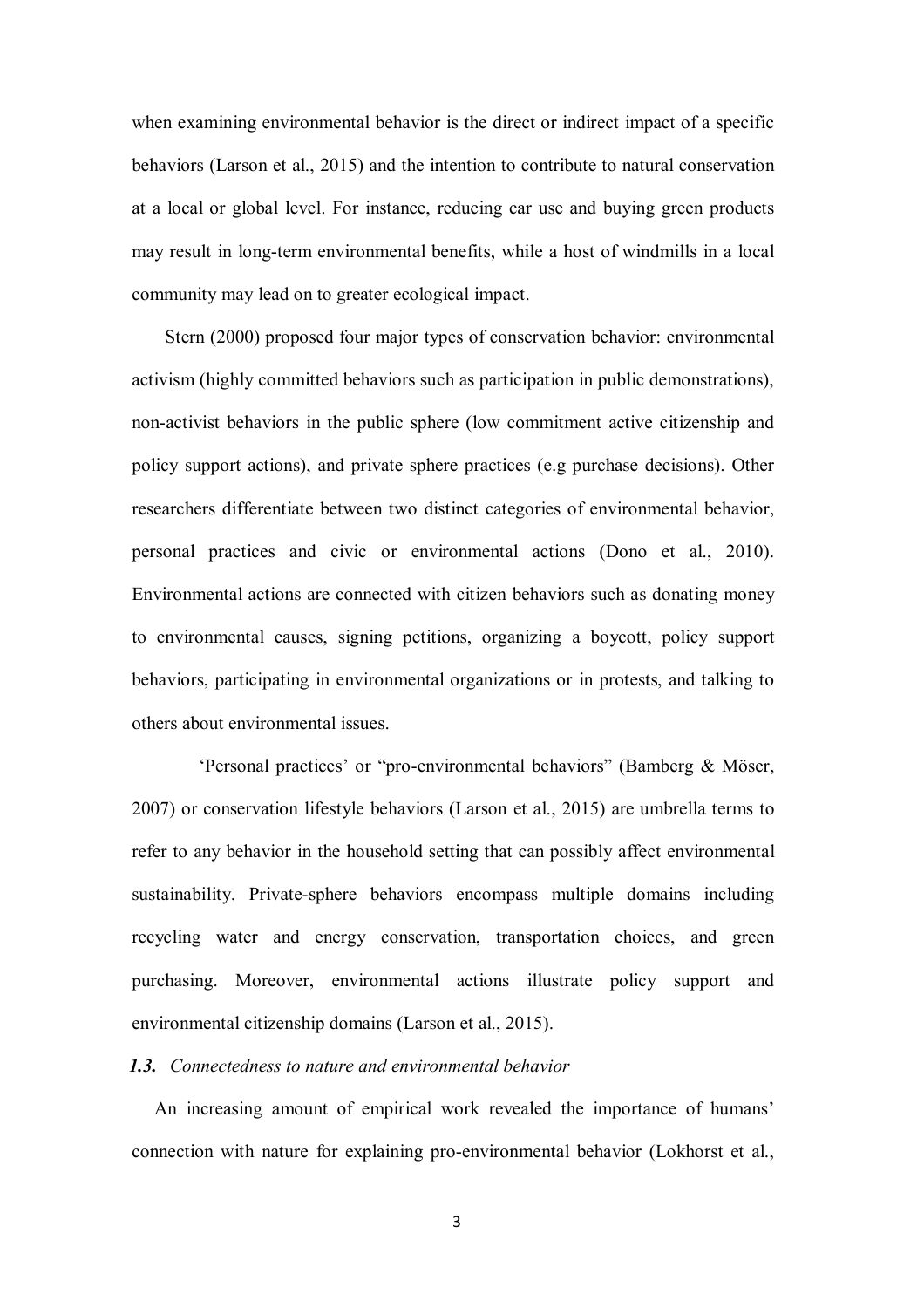when examining environmental behavior is the direct or indirect impact of a specific behaviors (Larson et al., 2015) and the intention to contribute to natural conservation at a local or global level. For instance, reducing car use and buying green products may result in long-term environmental benefits, while a host of windmills in a local community may lead on to greater ecological impact.

Stern (2000) proposed four major types of conservation behavior: environmental activism (highly committed behaviors such as participation in public demonstrations), non-activist behaviors in the public sphere (low commitment active citizenship and policy support actions), and private sphere practices (e.g purchase decisions). Other researchers differentiate between two distinct categories of environmental behavior, personal practices and civic or environmental actions (Dono et al., 2010). Environmental actions are connected with citizen behaviors such as donating money to environmental causes, signing petitions, organizing a boycott, policy support behaviors, participating in environmental organizations or in protests, and talking to others about environmental issues.

'Personal practices' or "pro-environmental behaviors" (Bamberg & Möser, 2007) or conservation lifestyle behaviors (Larson et al., 2015) are umbrella terms to refer to any behavior in the household setting that can possibly affect environmental sustainability. Private-sphere behaviors encompass multiple domains including recycling water and energy conservation, transportation choices, and green purchasing. Moreover, environmental actions illustrate policy support and environmental citizenship domains (Larson et al., 2015).

### ***1.3.*** *Connectedness to nature and environmental behavior*

An increasing amount of empirical work revealed the importance of humans' connection with nature for explaining pro-environmental behavior (Lokhorst et al.,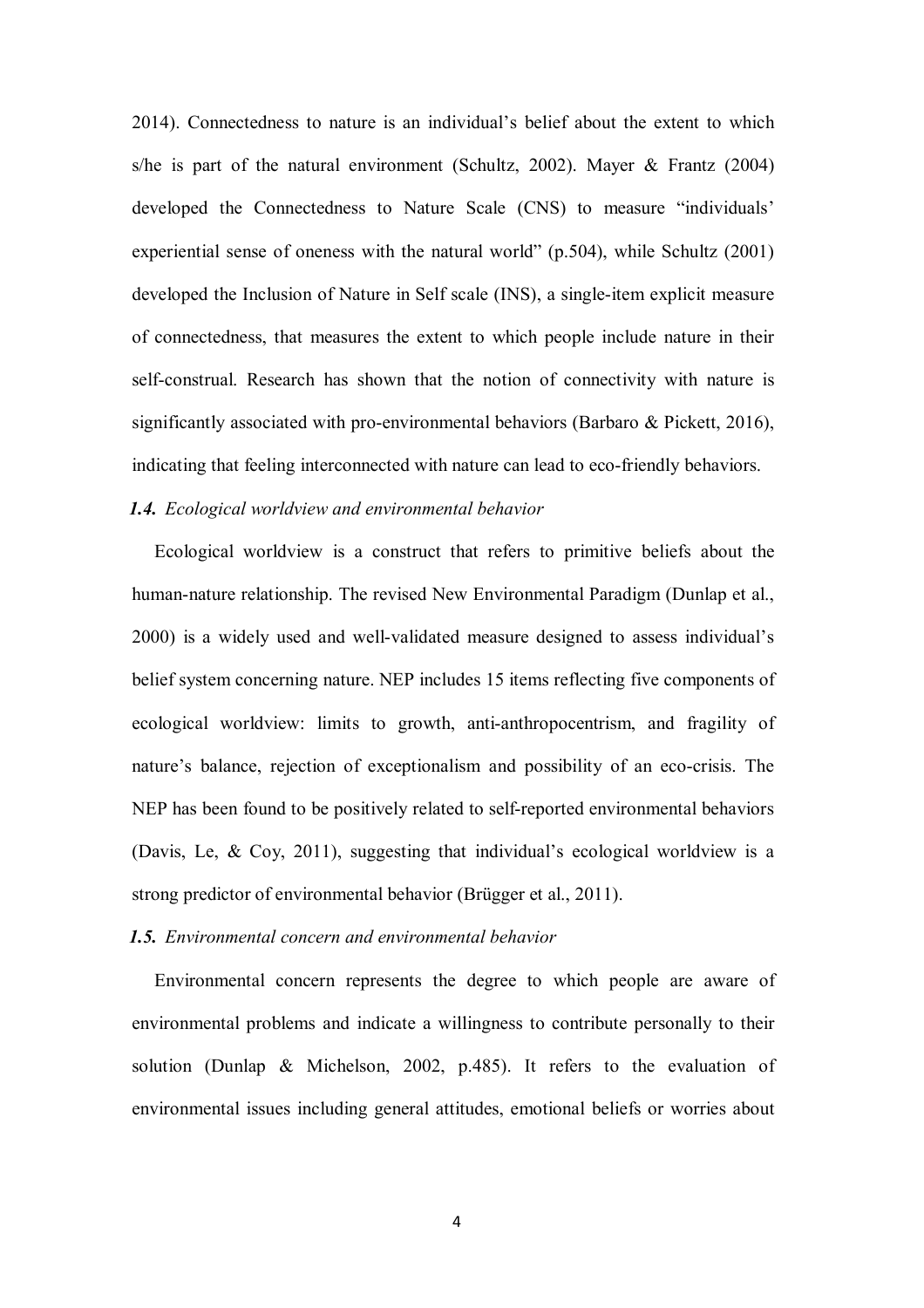2014). Connectedness to nature is an individual's belief about the extent to which s/he is part of the natural environment (Schultz, 2002). Mayer & Frantz (2004) developed the Connectedness to Nature Scale (CNS) to measure "individuals' experiential sense of oneness with the natural world" (p.504), while Schultz (2001) developed the Inclusion of Nature in Self scale (INS), a single-item explicit measure of connectedness, that measures the extent to which people include nature in their self-construal. Research has shown that the notion of connectivity with nature is significantly associated with pro-environmental behaviors (Barbaro & Pickett, 2016), indicating that feeling interconnected with nature can lead to eco-friendly behaviors.

### *1.4. Ecological worldview and environmental behavior*

Ecological worldview is a construct that refers to primitive beliefs about the human-nature relationship. The revised New Environmental Paradigm (Dunlap et al., 2000) is a widely used and well-validated measure designed to assess individual's belief system concerning nature. NEP includes 15 items reflecting five components of ecological worldview: limits to growth, anti-anthropocentrism, and fragility of nature's balance, rejection of exceptionalism and possibility of an eco-crisis. The NEP has been found to be positively related to self-reported environmental behaviors (Davis, Le, & Coy, 2011), suggesting that individual's ecological worldview is a strong predictor of environmental behavior (Brügger et al., 2011).

### *1.5. Environmental concern and environmental behavior*

Environmental concern represents the degree to which people are aware of environmental problems and indicate a willingness to contribute personally to their solution (Dunlap & Michelson, 2002, p.485). It refers to the evaluation of environmental issues including general attitudes, emotional beliefs or worries about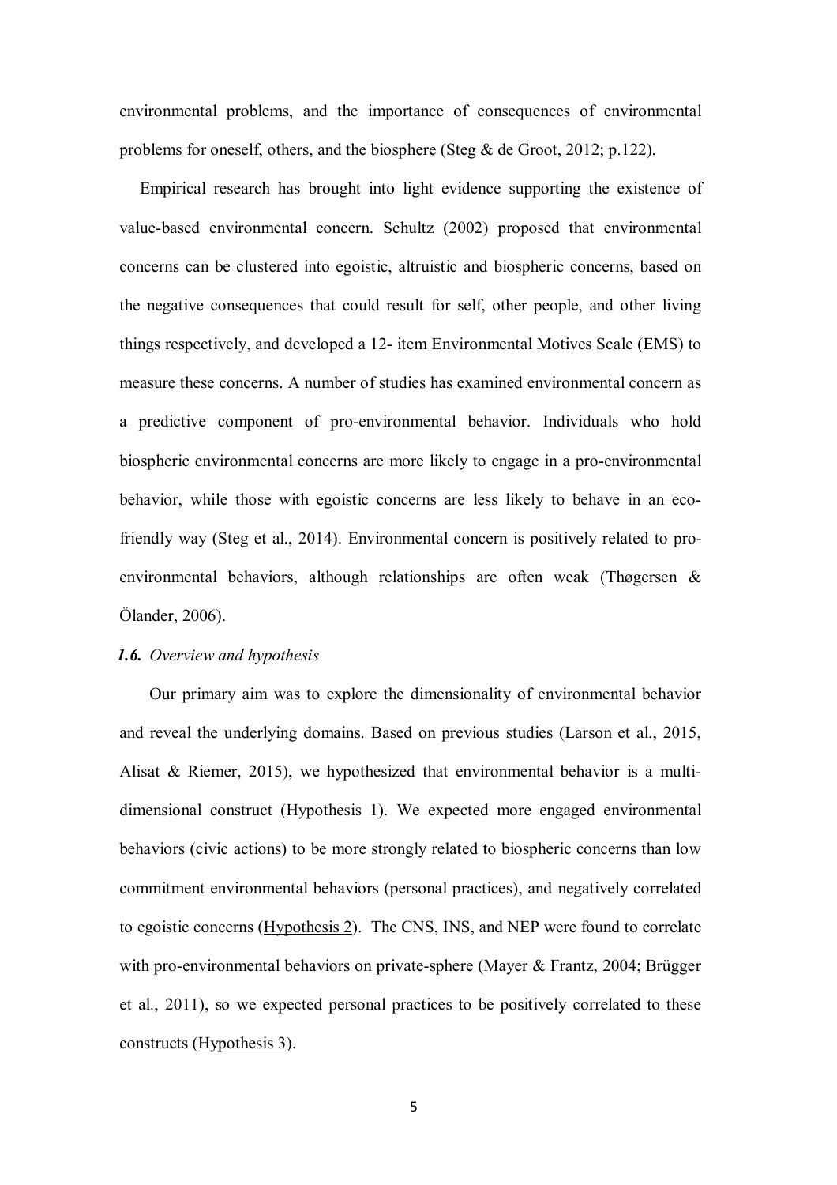environmental problems, and the importance of consequences of environmental problems for oneself, others, and the biosphere (Steg & de Groot, 2012; p.122).

Empirical research has brought into light evidence supporting the existence of value-based environmental concern. Schultz (2002) proposed that environmental concerns can be clustered into egoistic, altruistic and biospheric concerns, based on the negative consequences that could result for self, other people, and other living things respectively, and developed a 12- item Environmental Motives Scale (EMS) to measure these concerns. A number of studies has examined environmental concern as a predictive component of pro-environmental behavior. Individuals who hold biospheric environmental concerns are more likely to engage in a pro-environmental behavior, while those with egoistic concerns are less likely to behave in an eco-friendly way (Steg et al., 2014). Environmental concern is positively related to pro-environmental behaviors, although relationships are often weak (Thøgersen & Ölander, 2006).

### *1.6. Overview and hypothesis*

Our primary aim was to explore the dimensionality of environmental behavior and reveal the underlying domains. Based on previous studies (Larson et al., 2015, Alisat & Riemer, 2015), we hypothesized that environmental behavior is a multi-dimensional construct (Hypothesis 1). We expected more engaged environmental behaviors (civic actions) to be more strongly related to biospheric concerns than low commitment environmental behaviors (personal practices), and negatively correlated to egoistic concerns (Hypothesis 2). The CNS, INS, and NEP were found to correlate with pro-environmental behaviors on private-sphere (Mayer & Frantz, 2004; Brügger et al., 2011), so we expected personal practices to be positively correlated to these constructs (Hypothesis 3).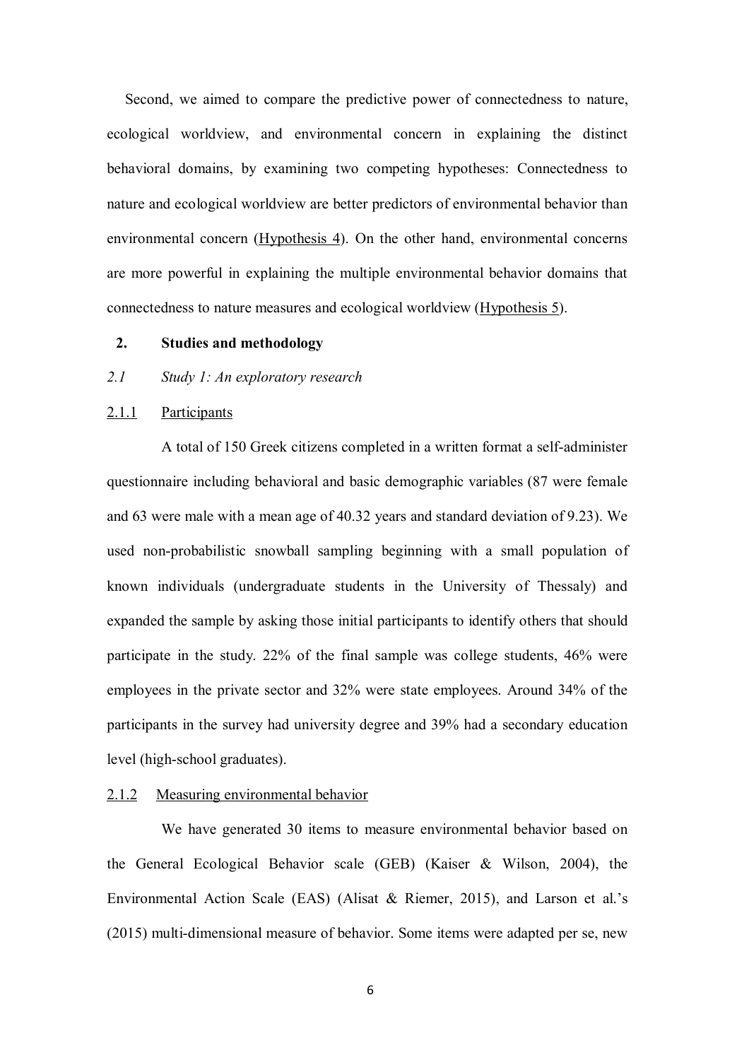Second, we aimed to compare the predictive power of connectedness to nature, ecological worldview, and environmental concern in explaining the distinct behavioral domains, by examining two competing hypotheses: Connectedness to nature and ecological worldview are better predictors of environmental behavior than environmental concern (Hypothesis 4). On the other hand, environmental concerns are more powerful in explaining the multiple environmental behavior domains that connectedness to nature measures and ecological worldview (Hypothesis 5).

## 2. Studies and methodology

### *2.1 Study 1: An exploratory research*

#### 2.1.1 Participants

A total of 150 Greek citizens completed in a written format a self-administer questionnaire including behavioral and basic demographic variables (87 were female and 63 were male with a mean age of 40.32 years and standard deviation of 9.23). We used non-probabilistic snowball sampling beginning with a small population of known individuals (undergraduate students in the University of Thessaly) and expanded the sample by asking those initial participants to identify others that should participate in the study. 22% of the final sample was college students, 46% were employees in the private sector and 32% were state employees. Around 34% of the participants in the survey had university degree and 39% had a secondary education level (high-school graduates).

#### 2.1.2 Measuring environmental behavior

We have generated 30 items to measure environmental behavior based on the General Ecological Behavior scale (GEB) (Kaiser & Wilson, 2004), the Environmental Action Scale (EAS) (Alisat & Riemer, 2015), and Larson et al.'s (2015) multi-dimensional measure of behavior. Some items were adapted per se, new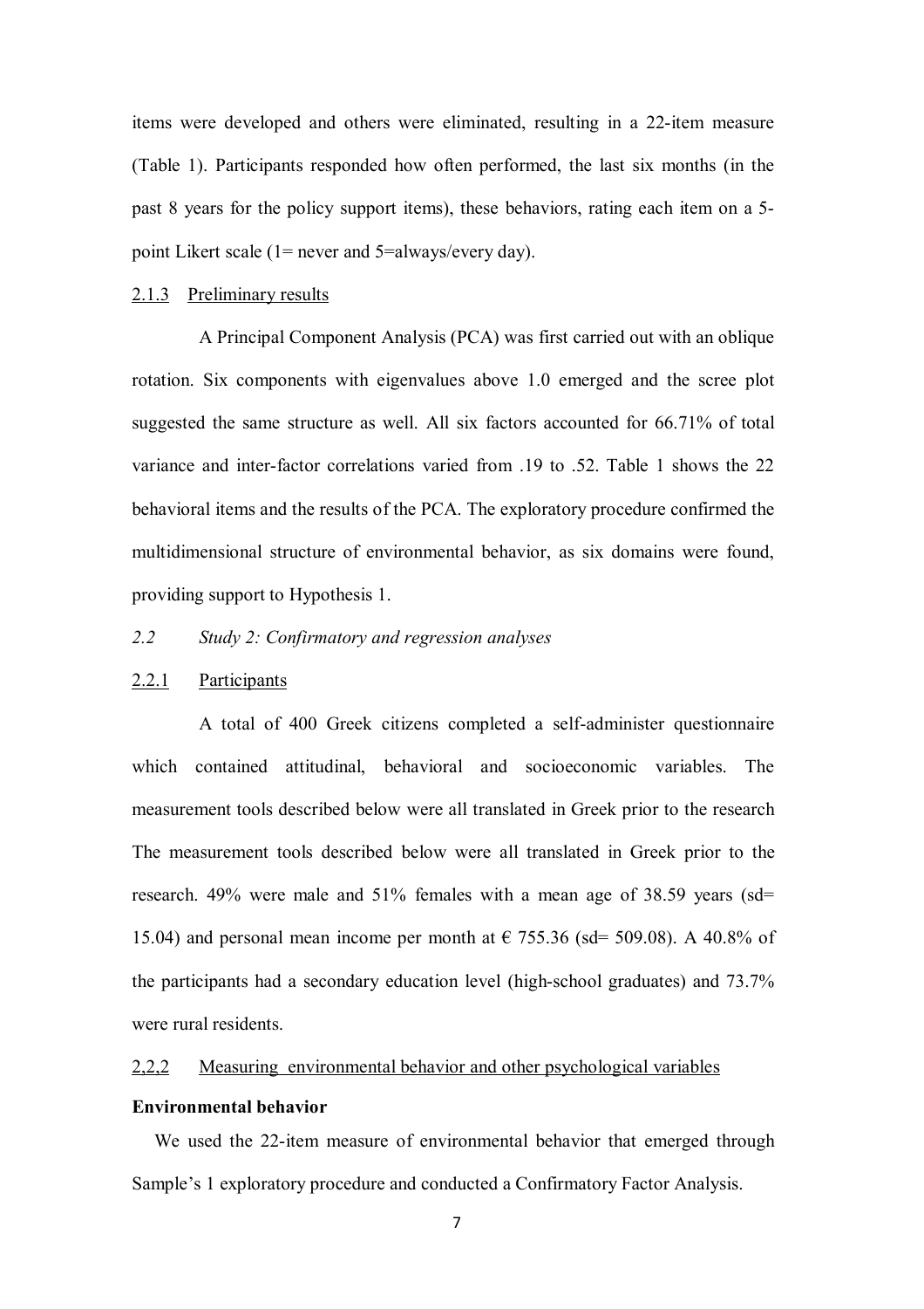items were developed and others were eliminated, resulting in a 22-item measure (Table 1). Participants responded how often performed, the last six months (in the past 8 years for the policy support items), these behaviors, rating each item on a 5-point Likert scale (1= never and 5=always/every day).

### 2.1.3 Preliminary results

A Principal Component Analysis (PCA) was first carried out with an oblique rotation. Six components with eigenvalues above 1.0 emerged and the scree plot suggested the same structure as well. All six factors accounted for 66.71% of total variance and inter-factor correlations varied from .19 to .52. Table 1 shows the 22 behavioral items and the results of the PCA. The exploratory procedure confirmed the multidimensional structure of environmental behavior, as six domains were found, providing support to Hypothesis 1.

## *2.2 Study 2: Confirmatory and regression analyses*

### 2.2.1 Participants

A total of 400 Greek citizens completed a self-administer questionnaire which contained attitudinal, behavioral and socioeconomic variables. The measurement tools described below were all translated in Greek prior to the research The measurement tools described below were all translated in Greek prior to the research. 49% were male and 51% females with a mean age of 38.59 years (sd= 15.04) and personal mean income per month at € 755.36 (sd= 509.08). A 40.8% of the participants had a secondary education level (high-school graduates) and 73.7% were rural residents.

### 2,2,2 Measuring environmental behavior and other psychological variables

**Environmental behavior**

We used the 22-item measure of environmental behavior that emerged through Sample's 1 exploratory procedure and conducted a Confirmatory Factor Analysis.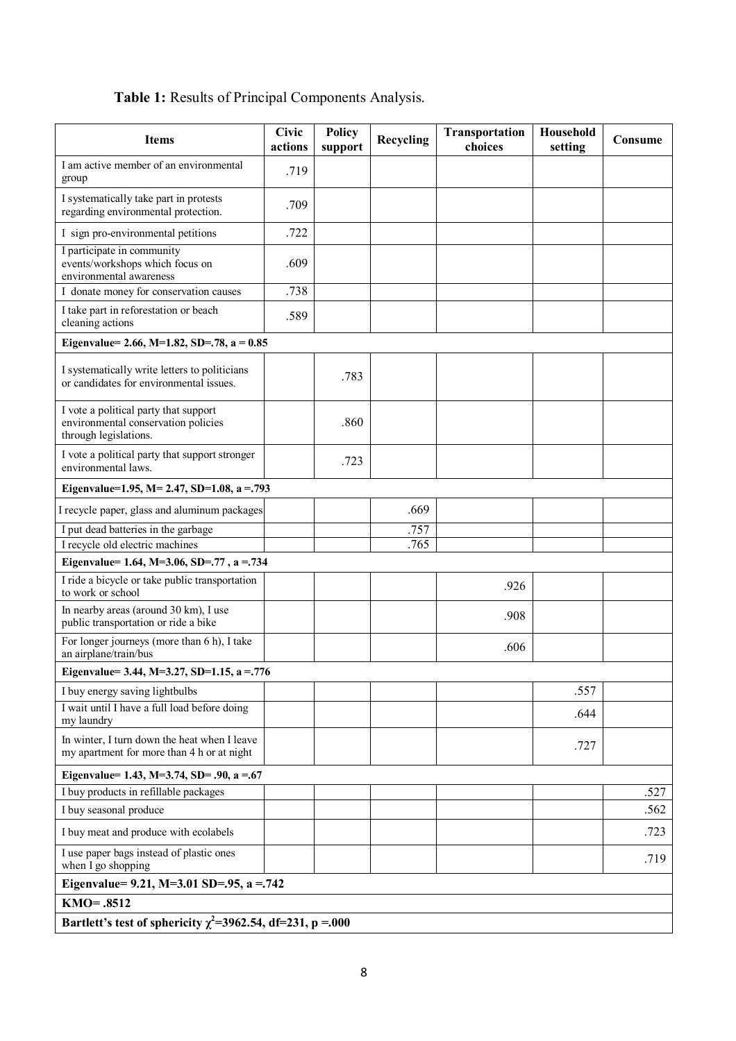**Table 1:** Results of Principal Components Analysis.

| Items | Civic actions | Policy support | Recycling | Transportation choices | Household setting | Consume |
|---|---|---|---|---|---|---|
| I am active member of an environmental group | .719 | | | | | |
| I systematically take part in protests regarding environmental protection. | .709 | | | | | |
| I sign pro-environmental petitions | .722 | | | | | |
| I participate in community events/workshops which focus on environmental awareness | .609 | | | | | |
| I donate money for conservation causes | .738 | | | | | |
| I take part in reforestation or beach cleaning actions | .589 | | | | | |
| **Eigenvalue= 2.66, M=1.82, SD=.78, a = 0.85** | | | | | | |
| I systematically write letters to politicians or candidates for environmental issues. | | .783 | | | | |
| I vote a political party that support environmental conservation policies through legislations. | | .860 | | | | |
| I vote a political party that support stronger environmental laws. | | .723 | | | | |
| **Eigenvalue=1.95, M= 2.47, SD=1.08, a =.793** | | | | | | |
| I recycle paper, glass and aluminum packages | | | .669 | | | |
| I put dead batteries in the garbage | | | .757 | | | |
| I recycle old electric machines | | | .765 | | | |
| **Eigenvalue= 1.64, M=3.06, SD=.77 , a =.734** | | | | | | |
| I ride a bicycle or take public transportation to work or school | | | | .926 | | |
| In nearby areas (around 30 km), I use public transportation or ride a bike | | | | .908 | | |
| For longer journeys (more than 6 h), I take an airplane/train/bus | | | | .606 | | |
| **Eigenvalue= 3.44, M=3.27, SD=1.15, a =.776** | | | | | | |
| I buy energy saving lightbulbs | | | | | .557 | |
| I wait until I have a full load before doing my laundry | | | | | .644 | |
| In winter, I turn down the heat when I leave my apartment for more than 4 h or at night | | | | | .727 | |
| **Eigenvalue= 1.43, M=3.74, SD= .90, a =.67** | | | | | | |
| I buy products in refillable packages | | | | | | .527 |
| I buy seasonal produce | | | | | | .562 |
| I buy meat and produce with ecolabels | | | | | | .723 |
| I use paper bags instead of plastic ones when I go shopping | | | | | | .719 |
| **Eigenvalue= 9.21, M=3.01 SD=.95, a =.742** | | | | | | |
| **KMO= .8512** | | | | | | |
| **Bartlett's test of sphericity $\chi^2$=3962.54, df=231, p =.000** | | | | | | |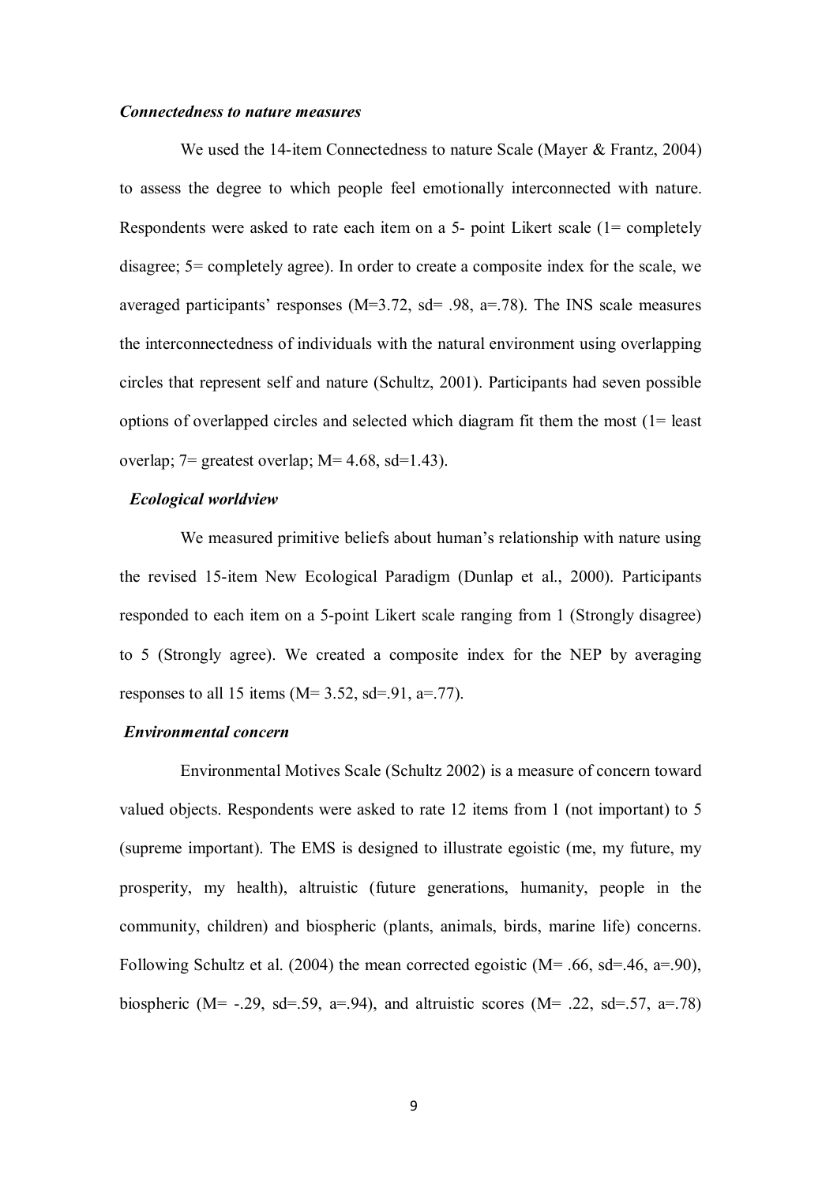***Connectedness to nature measures***

We used the 14-item Connectedness to nature Scale (Mayer & Frantz, 2004) to assess the degree to which people feel emotionally interconnected with nature. Respondents were asked to rate each item on a 5- point Likert scale (1= completely disagree; 5= completely agree). In order to create a composite index for the scale, we averaged participants' responses (M=3.72, sd= .98, a=.78). The INS scale measures the interconnectedness of individuals with the natural environment using overlapping circles that represent self and nature (Schultz, 2001). Participants had seven possible options of overlapped circles and selected which diagram fit them the most (1= least overlap; 7= greatest overlap; M= 4.68, sd=1.43).

***Ecological worldview***

We measured primitive beliefs about human's relationship with nature using the revised 15-item New Ecological Paradigm (Dunlap et al., 2000). Participants responded to each item on a 5-point Likert scale ranging from 1 (Strongly disagree) to 5 (Strongly agree). We created a composite index for the NEP by averaging responses to all 15 items (M= 3.52, sd=.91, a=.77).

***Environmental concern***

Environmental Motives Scale (Schultz 2002) is a measure of concern toward valued objects. Respondents were asked to rate 12 items from 1 (not important) to 5 (supreme important). The EMS is designed to illustrate egoistic (me, my future, my prosperity, my health), altruistic (future generations, humanity, people in the community, children) and biospheric (plants, animals, birds, marine life) concerns. Following Schultz et al. (2004) the mean corrected egoistic (M= .66, sd=.46, a=.90), biospheric (M= -.29, sd=.59, a=.94), and altruistic scores (M= .22, sd=.57, a=.78)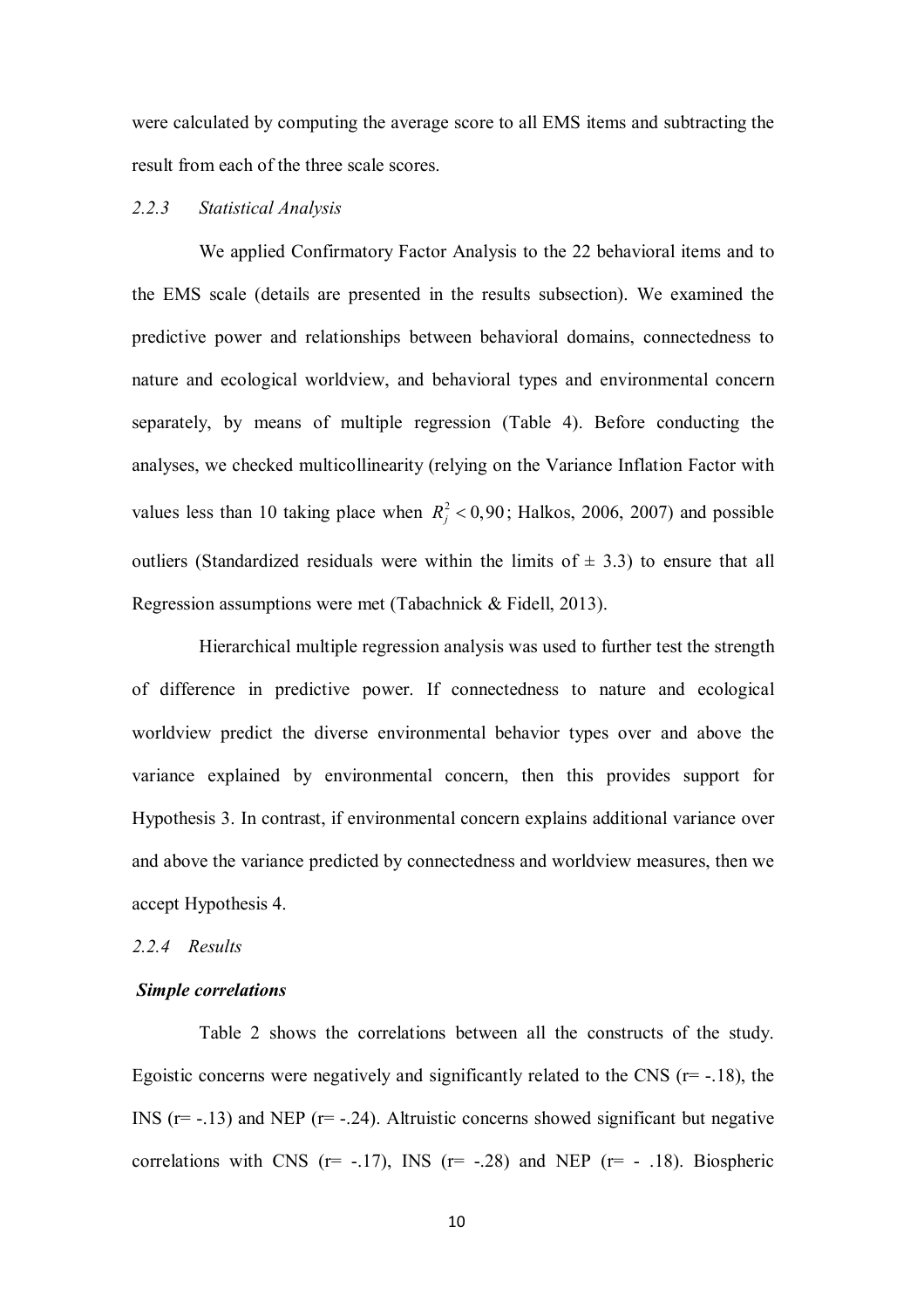were calculated by computing the average score to all EMS items and subtracting the result from each of the three scale scores.

### *2.2.3 Statistical Analysis*

We applied Confirmatory Factor Analysis to the 22 behavioral items and to the EMS scale (details are presented in the results subsection). We examined the predictive power and relationships between behavioral domains, connectedness to nature and ecological worldview, and behavioral types and environmental concern separately, by means of multiple regression (Table 4). Before conducting the analyses, we checked multicollinearity (relying on the Variance Inflation Factor with values less than 10 taking place when $R_j^2 < 0,90$; Halkos, 2006, 2007) and possible outliers (Standardized residuals were within the limits of ± 3.3) to ensure that all Regression assumptions were met (Tabachnick & Fidell, 2013).

Hierarchical multiple regression analysis was used to further test the strength of difference in predictive power. If connectedness to nature and ecological worldview predict the diverse environmental behavior types over and above the variance explained by environmental concern, then this provides support for Hypothesis 3. In contrast, if environmental concern explains additional variance over and above the variance predicted by connectedness and worldview measures, then we accept Hypothesis 4.

### *2.2.4 Results*

***Simple correlations***

Table 2 shows the correlations between all the constructs of the study. Egoistic concerns were negatively and significantly related to the CNS (r= -.18), the INS (r= -.13) and NEP (r= -.24). Altruistic concerns showed significant but negative correlations with CNS (r= -.17), INS (r= -.28) and NEP (r= - .18). Biospheric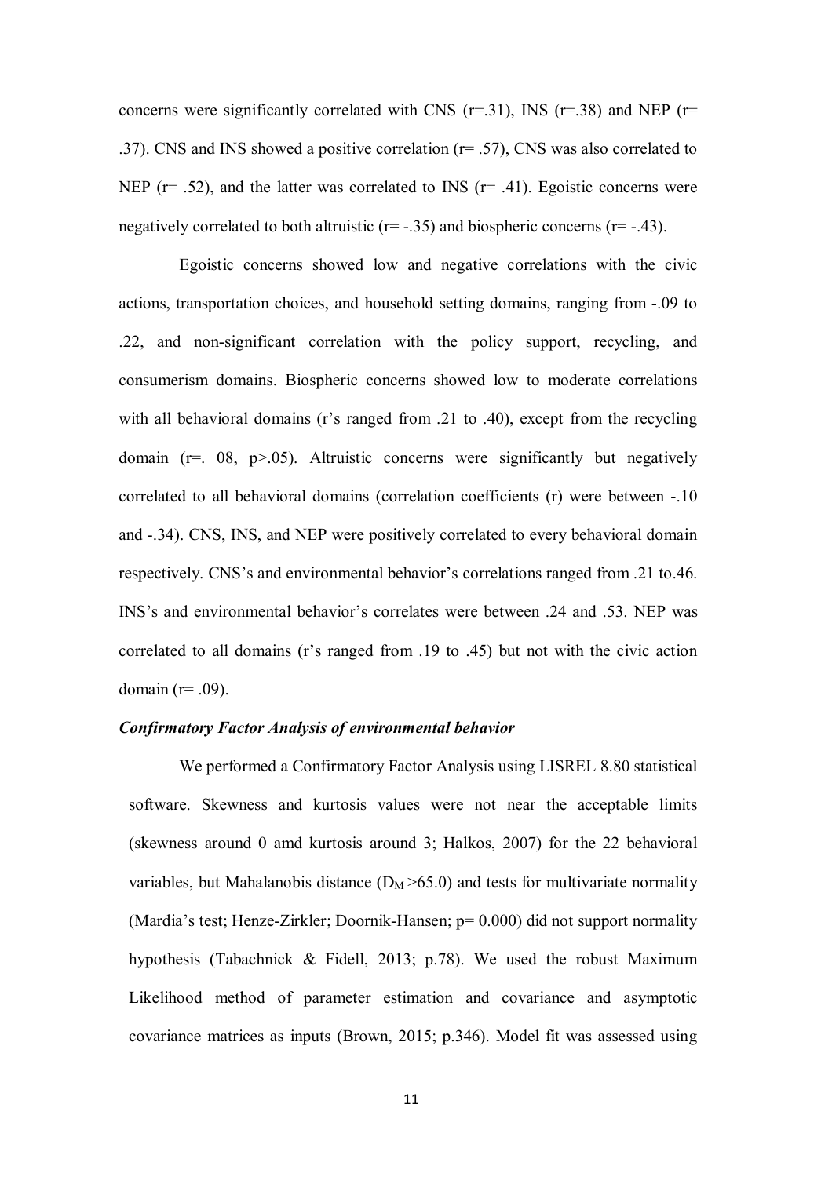concerns were significantly correlated with CNS ($r=.31$), INS ($r=.38$) and NEP ($r=.37$). CNS and INS showed a positive correlation ($r= .57$), CNS was also correlated to NEP ($r= .52$), and the latter was correlated to INS ($r= .41$). Egoistic concerns were negatively correlated to both altruistic ($r= -.35$) and biospheric concerns ($r= -.43$).

Egoistic concerns showed low and negative correlations with the civic actions, transportation choices, and household setting domains, ranging from -.09 to .22, and non-significant correlation with the policy support, recycling, and consumerism domains. Biospheric concerns showed low to moderate correlations with all behavioral domains (r's ranged from .21 to .40), except from the recycling domain ($r=. 08$, $p>.05$). Altruistic concerns were significantly but negatively correlated to all behavioral domains (correlation coefficients (r) were between -.10 and -.34). CNS, INS, and NEP were positively correlated to every behavioral domain respectively. CNS's and environmental behavior's correlations ranged from .21 to.46. INS's and environmental behavior's correlates were between .24 and .53. NEP was correlated to all domains (r's ranged from .19 to .45) but not with the civic action domain ($r= .09$).

***Confirmatory Factor Analysis of environmental behavior***

We performed a Confirmatory Factor Analysis using LISREL 8.80 statistical software. Skewness and kurtosis values were not near the acceptable limits (skewness around 0 amd kurtosis around 3; Halkos, 2007) for the 22 behavioral variables, but Mahalanobis distance ($D_M >65.0$) and tests for multivariate normality (Mardia's test; Henze-Zirkler; Doornik-Hansen; $p= 0.000$) did not support normality hypothesis (Tabachnick & Fidell, 2013; p.78). We used the robust Maximum Likelihood method of parameter estimation and covariance and asymptotic covariance matrices as inputs (Brown, 2015; p.346). Model fit was assessed using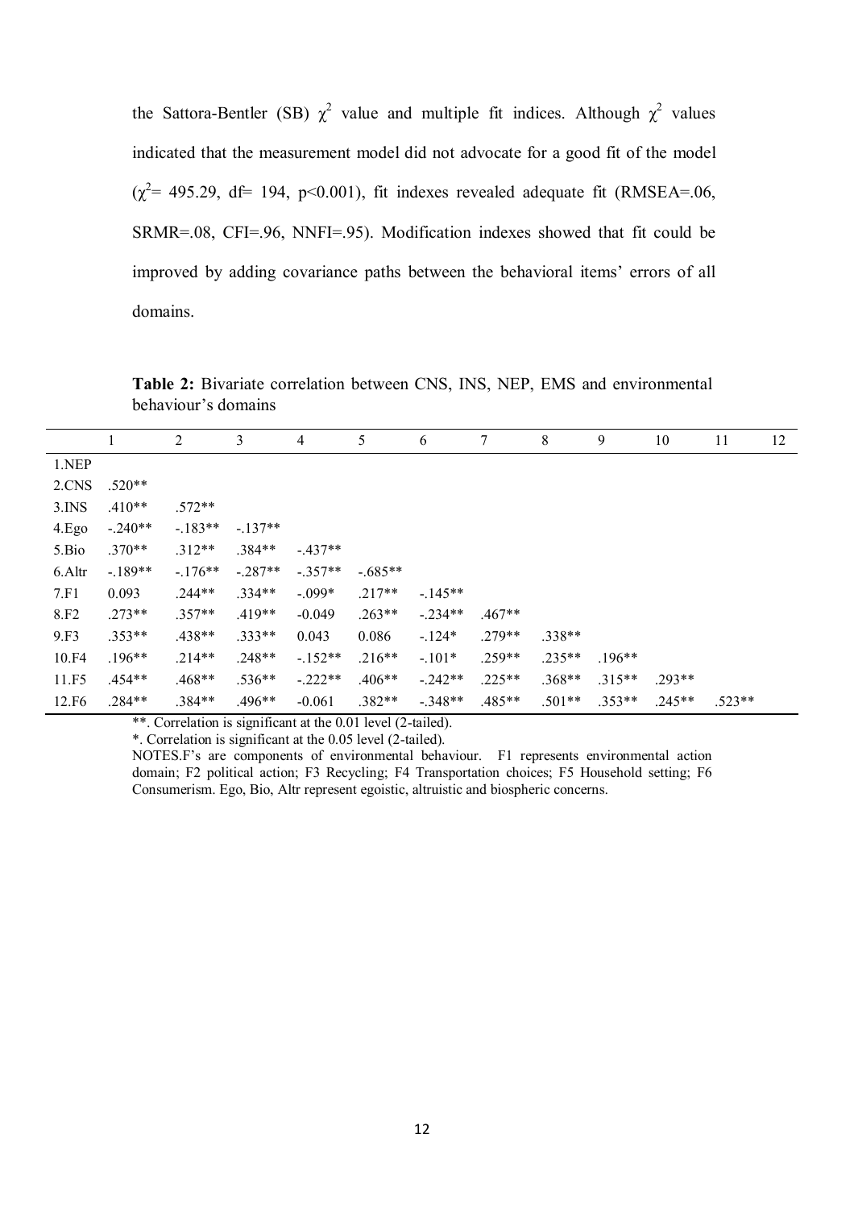the Sattora-Bentler (SB) $\chi^2$ value and multiple fit indices. Although $\chi^2$ values indicated that the measurement model did not advocate for a good fit of the model ($\chi^2$= 495.29, df= 194, p<0.001), fit indexes revealed adequate fit (RMSEA=.06, SRMR=.08, CFI=.96, NNFI=.95). Modification indexes showed that fit could be improved by adding covariance paths between the behavioral items' errors of all domains.

**Table 2:** Bivariate correlation between CNS, INS, NEP, EMS and environmental behaviour's domains

| | 1 | 2 | 3 | 4 | 5 | 6 | 7 | 8 | 9 | 10 | 11 | 12 |
|---|---|---|---|---|---|---|---|---|---|---|---|---|
| 1.NEP | | | | | | | | | | | | |
| 2.CNS | .520** | | | | | | | | | | | |
| 3.INS | .410** | .572** | | | | | | | | | | |
| 4.Ego | -.240** | -.183** | -.137** | | | | | | | | | |
| 5.Bio | .370** | .312** | .384** | -.437** | | | | | | | | |
| 6.Altr | -.189** | -.176** | -.287** | -.357** | -.685** | | | | | | | |
| 7.F1 | 0.093 | .244** | .334** | -.099* | .217** | -.145** | | | | | | |
| 8.F2 | .273** | .357** | .419** | -0.049 | .263** | -.234** | .467** | | | | | |
| 9.F3 | .353** | .438** | .333** | 0.043 | 0.086 | -.124* | .279** | .338** | | | | |
| 10.F4 | .196** | .214** | .248** | -.152** | .216** | -.101* | .259** | .235** | .196** | | | |
| 11.F5 | .454** | .468** | .536** | -.222** | .406** | -.242** | .225** | .368** | .315** | .293** | | |
| 12.F6 | .284** | .384** | .496** | -0.061 | .382** | -.348** | .485** | .501** | .353** | .245** | .523** | |

**. Correlation is significant at the 0.01 level (2-tailed).

*. Correlation is significant at the 0.05 level (2-tailed).

NOTES.F's are components of environmental behaviour. F1 represents environmental action domain; F2 political action; F3 Recycling; F4 Transportation choices; F5 Household setting; F6 Consumerism. Ego, Bio, Altr represent egoistic, altruistic and biospheric concerns.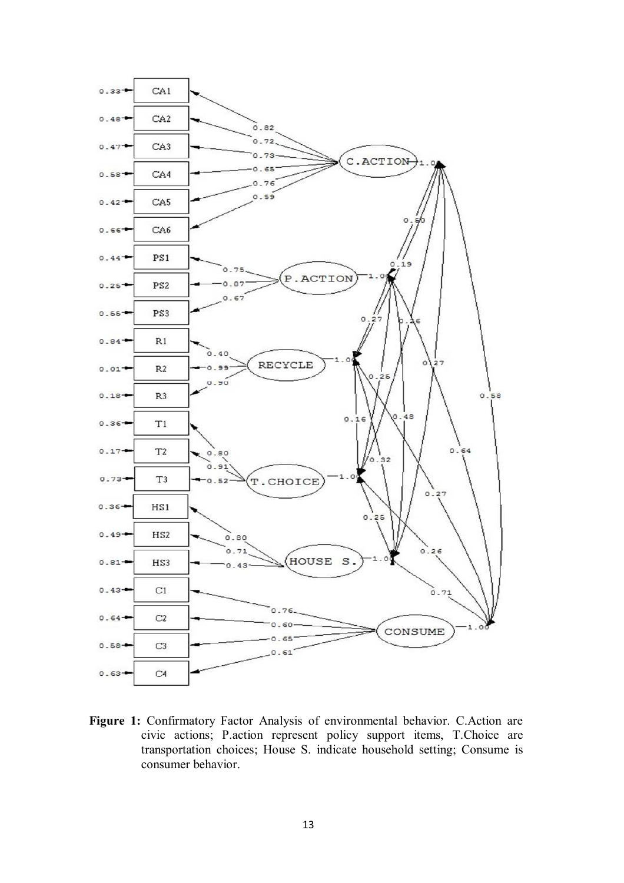**Figure 1:** Confirmatory Factor Analysis of environmental behavior. C.Action are civic actions; P.action represent policy support items, T.Choice are transportation choices; House S. indicate household setting; Consume is consumer behavior.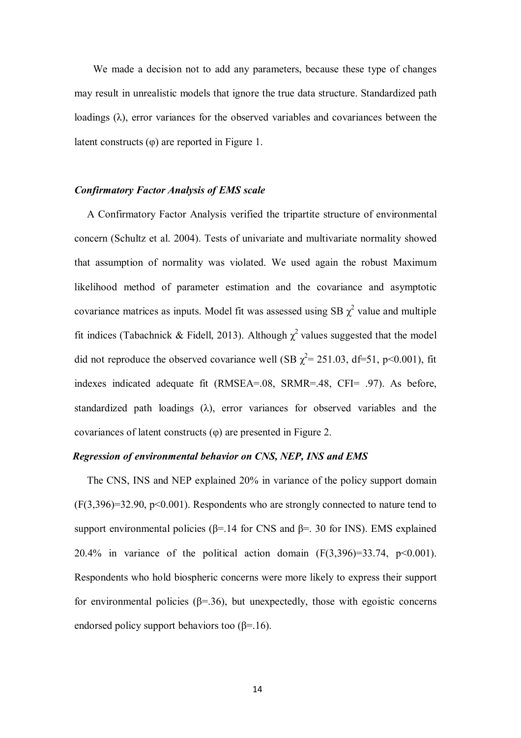We made a decision not to add any parameters, because these type of changes may result in unrealistic models that ignore the true data structure. Standardized path loadings (λ), error variances for the observed variables and covariances between the latent constructs (φ) are reported in Figure 1.

### *Confirmatory Factor Analysis of EMS scale*

A Confirmatory Factor Analysis verified the tripartite structure of environmental concern (Schultz et al. 2004). Tests of univariate and multivariate normality showed that assumption of normality was violated. We used again the robust Maximum likelihood method of parameter estimation and the covariance and asymptotic covariance matrices as inputs. Model fit was assessed using SB $\chi^2$ value and multiple fit indices (Tabachnick & Fidell, 2013). Although $\chi^2$ values suggested that the model did not reproduce the observed covariance well (SB $\chi^2$= 251.03, df=51, $p<0.001$), fit indexes indicated adequate fit (RMSEA=.08, SRMR=.48, CFI= .97). As before, standardized path loadings (λ), error variances for observed variables and the covariances of latent constructs (φ) are presented in Figure 2.

### *Regression of environmental behavior on CNS, NEP, INS and EMS*

The CNS, INS and NEP explained 20% in variance of the policy support domain ($F(3,396)=32.90$, $p<0.001$). Respondents who are strongly connected to nature tend to support environmental policies (β=.14 for CNS and β=. 30 for INS). EMS explained 20.4% in variance of the political action domain ($F(3,396)=33.74$, $p<0.001$). Respondents who hold biospheric concerns were more likely to express their support for environmental policies (β=.36), but unexpectedly, those with egoistic concerns endorsed policy support behaviors too (β=.16).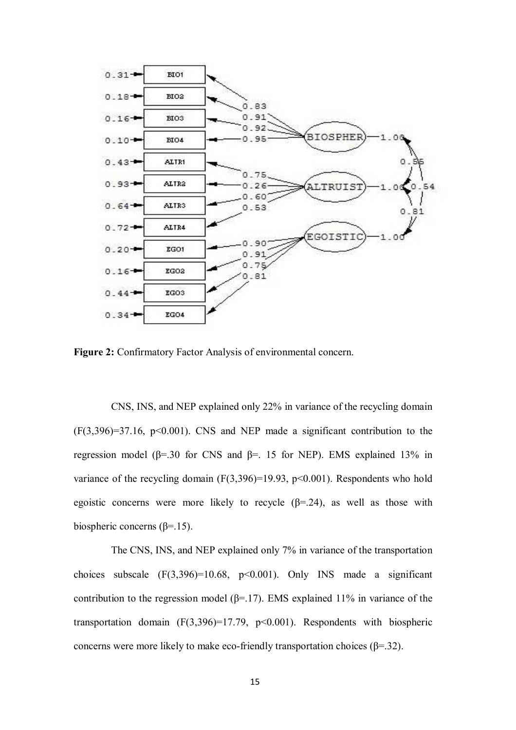**Figure 2:** Confirmatory Factor Analysis of environmental concern.

CNS, INS, and NEP explained only 22% in variance of the recycling domain ($F(3,396)=37.16$, $p<0.001$). CNS and NEP made a significant contribution to the regression model ($\beta=.30$ for CNS and $\beta=.15$ for NEP). EMS explained 13% in variance of the recycling domain ($F(3,396)=19.93$, $p<0.001$). Respondents who hold egoistic concerns were more likely to recycle ($\beta=.24$), as well as those with biospheric concerns ($\beta=.15$).

The CNS, INS, and NEP explained only 7% in variance of the transportation choices subscale ($F(3,396)=10.68$, $p<0.001$). Only INS made a significant contribution to the regression model ($\beta=.17$). EMS explained 11% in variance of the transportation domain ($F(3,396)=17.79$, $p<0.001$). Respondents with biospheric concerns were more likely to make eco-friendly transportation choices ($\beta=.32$).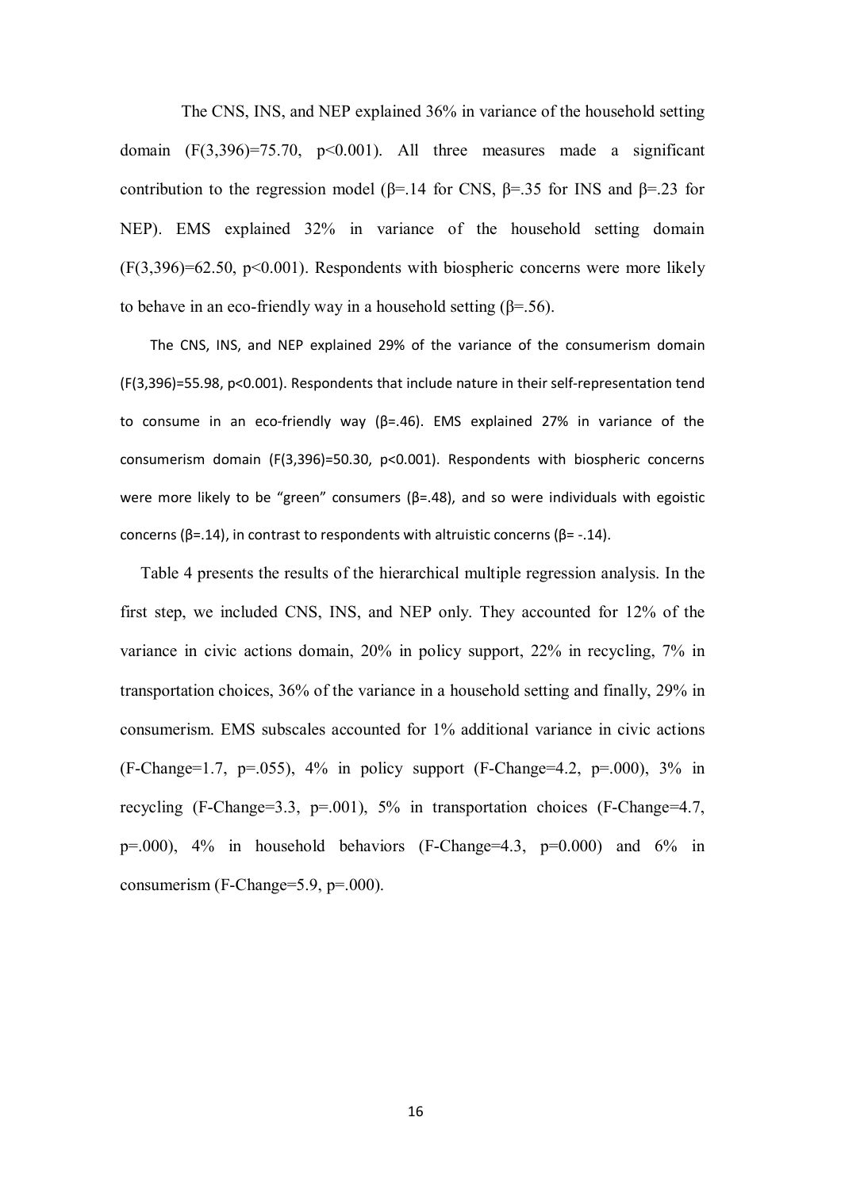The CNS, INS, and NEP explained 36% in variance of the household setting domain ($F(3,396)=75.70$, $p<0.001$). All three measures made a significant contribution to the regression model ($\beta=.14$ for CNS, $\beta=.35$ for INS and $\beta=.23$ for NEP). EMS explained 32% in variance of the household setting domain ($F(3,396)=62.50$, $p<0.001$). Respondents with biospheric concerns were more likely to behave in an eco-friendly way in a household setting ($\beta=.56$).

The CNS, INS, and NEP explained 29% of the variance of the consumerism domain ($F(3,396)=55.98$, $p<0.001$). Respondents that include nature in their self-representation tend to consume in an eco-friendly way ($\beta=.46$). EMS explained 27% in variance of the consumerism domain ($F(3,396)=50.30$, $p<0.001$). Respondents with biospheric concerns were more likely to be "green" consumers ($\beta=.48$), and so were individuals with egoistic concerns ($\beta=.14$), in contrast to respondents with altruistic concerns ($\beta= -.14$).

Table 4 presents the results of the hierarchical multiple regression analysis. In the first step, we included CNS, INS, and NEP only. They accounted for 12% of the variance in civic actions domain, 20% in policy support, 22% in recycling, 7% in transportation choices, 36% of the variance in a household setting and finally, 29% in consumerism. EMS subscales accounted for 1% additional variance in civic actions (F-Change=1.7, $p=.055$), 4% in policy support (F-Change=4.2, $p=.000$), 3% in recycling (F-Change=3.3, $p=.001$), 5% in transportation choices (F-Change=4.7, $p=.000$), 4% in household behaviors (F-Change=4.3, $p=0.000$) and 6% in consumerism (F-Change=5.9, $p=.000$).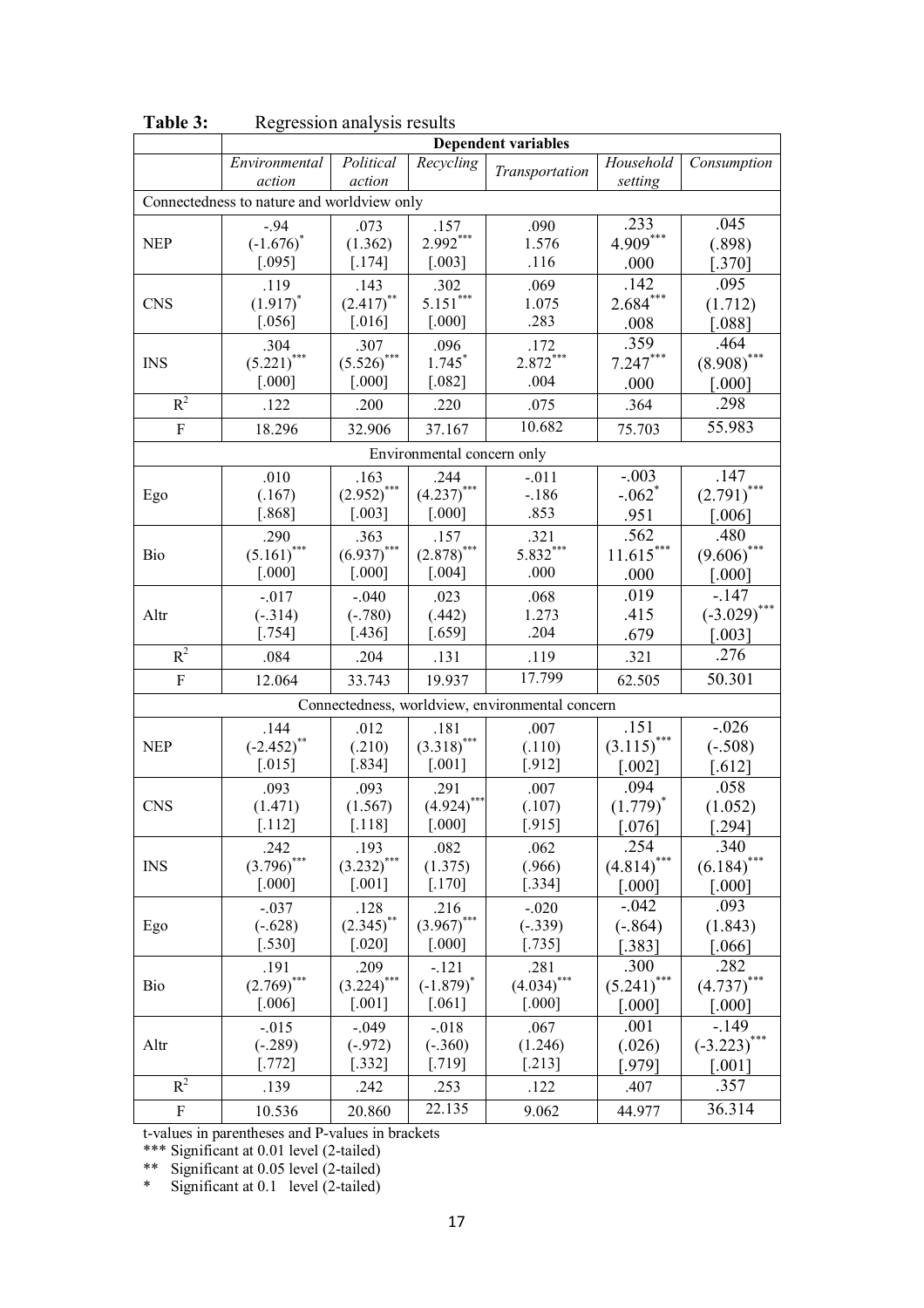**Table 3:** Regression analysis results

| | Dependent variables | | | | | |
|---|---|---|---|---|---|---|
| | *Environmental action* | *Political action* | *Recycling* | *Transportation* | *Household setting* | *Consumption* |
| Connectedness to nature and worldview only | | | | | | |
| NEP | -.94<br>(-1.676)*<br>[.095] | .073<br>(1.362)<br>[.174] | .157<br>2.992***<br>[.003] | .090<br>1.576<br>.116 | .233<br>4.909***<br>.000 | .045<br>(.898)<br>[.370] |
| CNS | .119<br>(1.917)*<br>[.056] | .143<br>(2.417)**<br>[.016] | .302<br>5.151***<br>[.000] | .069<br>1.075<br>.283 | .142<br>2.684***<br>.008 | .095<br>(1.712)<br>[.088] |
| INS | .304<br>(5.221)***<br>[.000] | .307<br>(5.526)***<br>[.000] | .096<br>1.745*<br>[.082] | .172<br>2.872***<br>.004 | .359<br>7.247***<br>.000 | .464<br>(8.908)***<br>[.000] |
| $R^2$ | .122 | .200 | .220 | .075 | .364 | .298 |
| F | 18.296 | 32.906 | 37.167 | 10.682 | 75.703 | 55.983 |
| Environmental concern only | | | | | | |
| Ego | .010<br>(.167)<br>[.868] | .163<br>(2.952)***<br>[.003] | .244<br>(4.237)***<br>[.000] | -.011<br>-.186<br>.853 | -.003<br>-.062*<br>.951 | .147<br>(2.791)***<br>[.006] |
| Bio | .290<br>(5.161)***<br>[.000] | .363<br>(6.937)***<br>[.000] | .157<br>(2.878)***<br>[.004] | .321<br>5.832***<br>.000 | .562<br>11.615***<br>.000 | .480<br>(9.606)***<br>[.000] |
| Altr | -.017<br>(-.314)<br>[.754] | -.040<br>(-.780)<br>[.436] | .023<br>(.442)<br>[.659] | .068<br>1.273<br>.204 | .019<br>.415<br>.679 | -.147<br>(-3.029)***<br>[.003] |
| $R^2$ | .084 | .204 | .131 | .119 | .321 | .276 |
| F | 12.064 | 33.743 | 19.937 | 17.799 | 62.505 | 50.301 |
| Connectedness, worldview, environmental concern | | | | | | |
| NEP | .144<br>(-2.452)**<br>[.015] | .012<br>(.210)<br>[.834] | .181<br>(3.318)***<br>[.001] | .007<br>(.110)<br>[.912] | .151<br>(3.115)***<br>[.002] | -.026<br>(-.508)<br>[.612] |
| CNS | .093<br>(1.471)<br>[.112] | .093<br>(1.567)<br>[.118] | .291<br>(4.924)***<br>[.000] | .007<br>(.107)<br>[.915] | .094<br>(1.779)*<br>[.076] | .058<br>(1.052)<br>[.294] |
| INS | .242<br>(3.796)***<br>[.000] | .193<br>(3.232)***<br>[.001] | .082<br>(1.375)<br>[.170] | .062<br>(.966)<br>[.334] | .254<br>(4.814)***<br>[.000] | .340<br>(6.184)***<br>[.000] |
| Ego | -.037<br>(-.628)<br>[.530] | .128<br>(2.345)**<br>[.020] | .216<br>(3.967)***<br>[.000] | -.020<br>(-.339)<br>[.735] | -.042<br>(-.864)<br>[.383] | .093<br>(1.843)<br>[.066] |
| Bio | .191<br>(2.769)***<br>[.006] | .209<br>(3.224)***<br>[.001] | -.121<br>(-1.879)*<br>[.061] | .281<br>(4.034)***<br>[.000] | .300<br>(5.241)***<br>[.000] | .282<br>(4.737)***<br>[.000] |
| Altr | -.015<br>(-.289)<br>[.772] | -.049<br>(-.972)<br>[.332] | -.018<br>(-.360)<br>[.719] | .067<br>(1.246)<br>[.213] | .001<br>(.026)<br>[.979] | -.149<br>(-3.223)***<br>[.001] |
| $R^2$ | .139 | .242 | .253 | .122 | .407 | .357 |
| F | 10.536 | 20.860 | 22.135 | 9.062 | 44.977 | 36.314 |

t-values in parentheses and P-values in brackets

*** Significant at 0.01 level (2-tailed)

** Significant at 0.05 level (2-tailed)

* Significant at 0.1 level (2-tailed)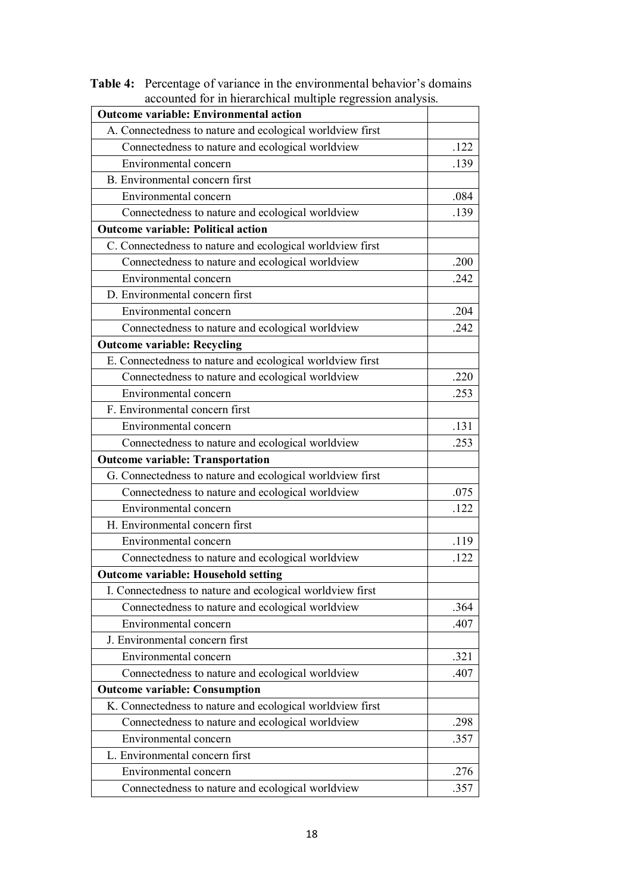**Table 4:** Percentage of variance in the environmental behavior's domains accounted for in hierarchical multiple regression analysis.

| **Outcome variable: Environmental action** | |
|---|---|
| A. Connectedness to nature and ecological worldview first | |
| Connectedness to nature and ecological worldview | .122 |
| Environmental concern | .139 |
| B. Environmental concern first | |
| Environmental concern | .084 |
| Connectedness to nature and ecological worldview | .139 |
| **Outcome variable: Political action** | |
| C. Connectedness to nature and ecological worldview first | |
| Connectedness to nature and ecological worldview | .200 |
| Environmental concern | .242 |
| D. Environmental concern first | |
| Environmental concern | .204 |
| Connectedness to nature and ecological worldview | .242 |
| **Outcome variable: Recycling** | |
| E. Connectedness to nature and ecological worldview first | |
| Connectedness to nature and ecological worldview | .220 |
| Environmental concern | .253 |
| F. Environmental concern first | |
| Environmental concern | .131 |
| Connectedness to nature and ecological worldview | .253 |
| **Outcome variable: Transportation** | |
| G. Connectedness to nature and ecological worldview first | |
| Connectedness to nature and ecological worldview | .075 |
| Environmental concern | .122 |
| H. Environmental concern first | |
| Environmental concern | .119 |
| Connectedness to nature and ecological worldview | .122 |
| **Outcome variable: Household setting** | |
| I. Connectedness to nature and ecological worldview first | |
| Connectedness to nature and ecological worldview | .364 |
| Environmental concern | .407 |
| J. Environmental concern first | |
| Environmental concern | .321 |
| Connectedness to nature and ecological worldview | .407 |
| **Outcome variable: Consumption** | |
| K. Connectedness to nature and ecological worldview first | |
| Connectedness to nature and ecological worldview | .298 |
| Environmental concern | .357 |
| L. Environmental concern first | |
| Environmental concern | .276 |
| Connectedness to nature and ecological worldview | .357 |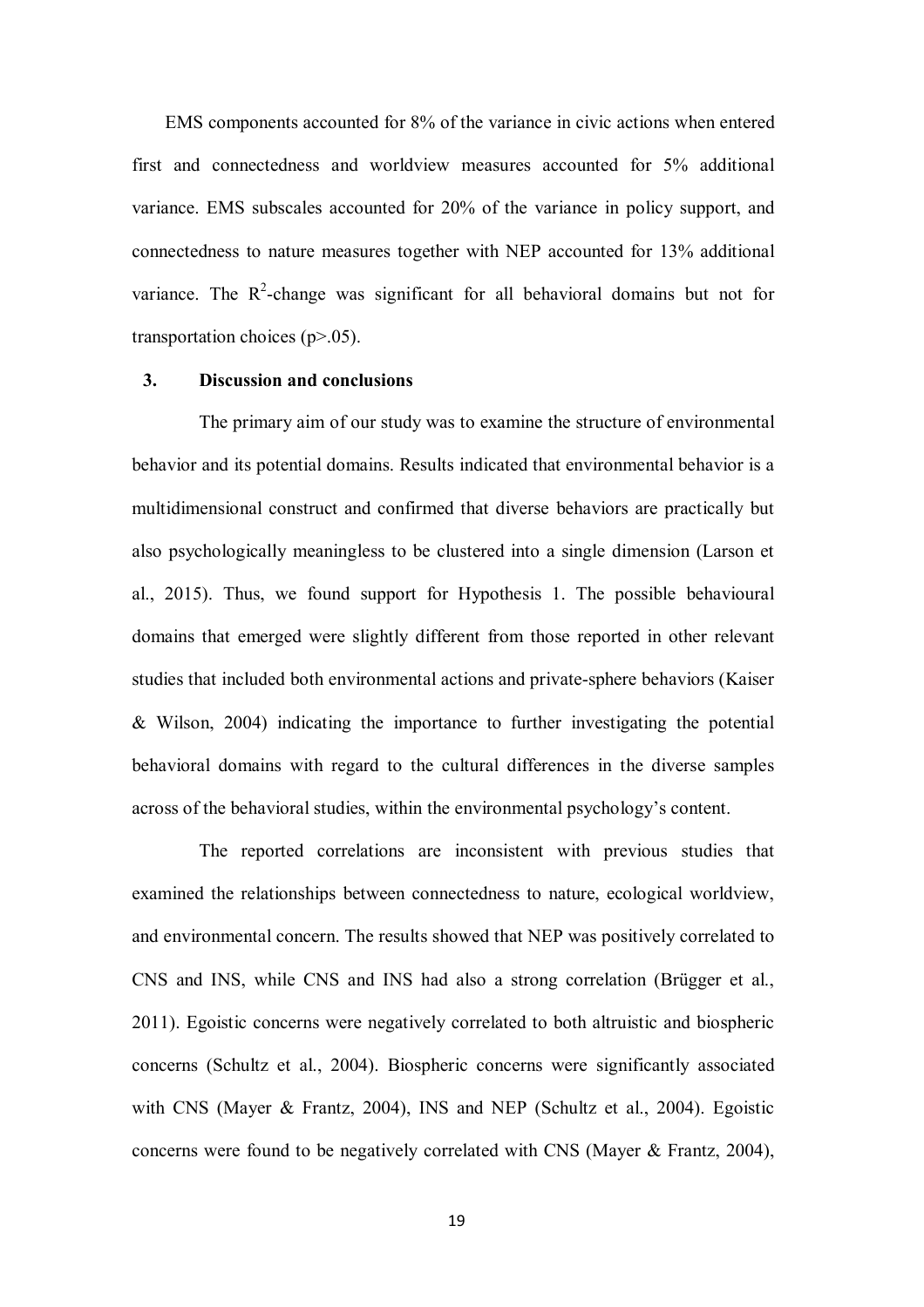EMS components accounted for 8% of the variance in civic actions when entered first and connectedness and worldview measures accounted for 5% additional variance. EMS subscales accounted for 20% of the variance in policy support, and connectedness to nature measures together with NEP accounted for 13% additional variance. The $R^2$-change was significant for all behavioral domains but not for transportation choices (p>.05).

## 3. Discussion and conclusions

The primary aim of our study was to examine the structure of environmental behavior and its potential domains. Results indicated that environmental behavior is a multidimensional construct and confirmed that diverse behaviors are practically but also psychologically meaningless to be clustered into a single dimension (Larson et al., 2015). Thus, we found support for Hypothesis 1. The possible behavioural domains that emerged were slightly different from those reported in other relevant studies that included both environmental actions and private-sphere behaviors (Kaiser & Wilson, 2004) indicating the importance to further investigating the potential behavioral domains with regard to the cultural differences in the diverse samples across of the behavioral studies, within the environmental psychology's content.

The reported correlations are inconsistent with previous studies that examined the relationships between connectedness to nature, ecological worldview, and environmental concern. The results showed that NEP was positively correlated to CNS and INS, while CNS and INS had also a strong correlation (Brügger et al., 2011). Egoistic concerns were negatively correlated to both altruistic and biospheric concerns (Schultz et al., 2004). Biospheric concerns were significantly associated with CNS (Mayer & Frantz, 2004), INS and NEP (Schultz et al., 2004). Egoistic concerns were found to be negatively correlated with CNS (Mayer & Frantz, 2004),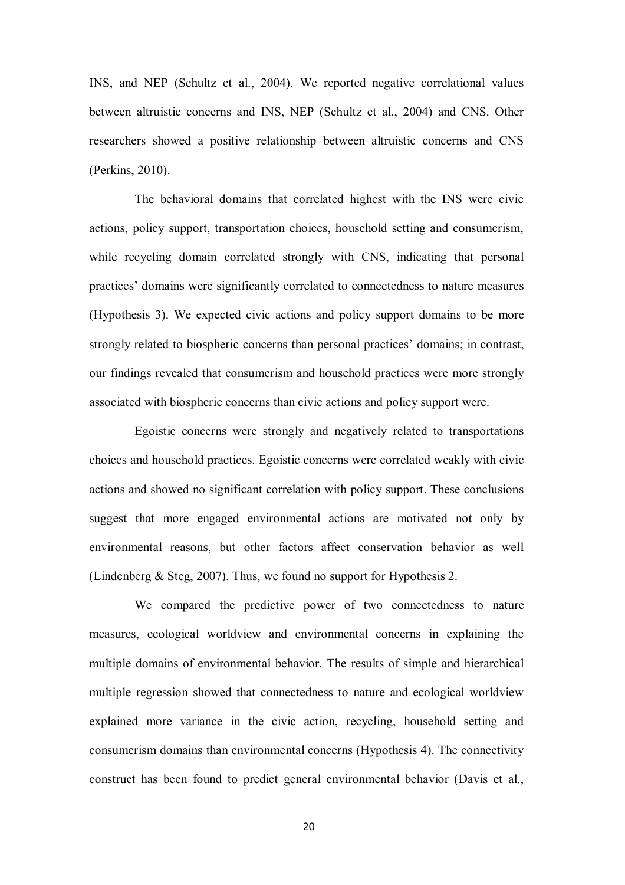INS, and NEP (Schultz et al., 2004). We reported negative correlational values between altruistic concerns and INS, NEP (Schultz et al., 2004) and CNS. Other researchers showed a positive relationship between altruistic concerns and CNS (Perkins, 2010).

The behavioral domains that correlated highest with the INS were civic actions, policy support, transportation choices, household setting and consumerism, while recycling domain correlated strongly with CNS, indicating that personal practices' domains were significantly correlated to connectedness to nature measures (Hypothesis 3). We expected civic actions and policy support domains to be more strongly related to biospheric concerns than personal practices' domains; in contrast, our findings revealed that consumerism and household practices were more strongly associated with biospheric concerns than civic actions and policy support were.

Egoistic concerns were strongly and negatively related to transportations choices and household practices. Egoistic concerns were correlated weakly with civic actions and showed no significant correlation with policy support. These conclusions suggest that more engaged environmental actions are motivated not only by environmental reasons, but other factors affect conservation behavior as well (Lindenberg & Steg, 2007). Thus, we found no support for Hypothesis 2.

We compared the predictive power of two connectedness to nature measures, ecological worldview and environmental concerns in explaining the multiple domains of environmental behavior. The results of simple and hierarchical multiple regression showed that connectedness to nature and ecological worldview explained more variance in the civic action, recycling, household setting and consumerism domains than environmental concerns (Hypothesis 4). The connectivity construct has been found to predict general environmental behavior (Davis et al.,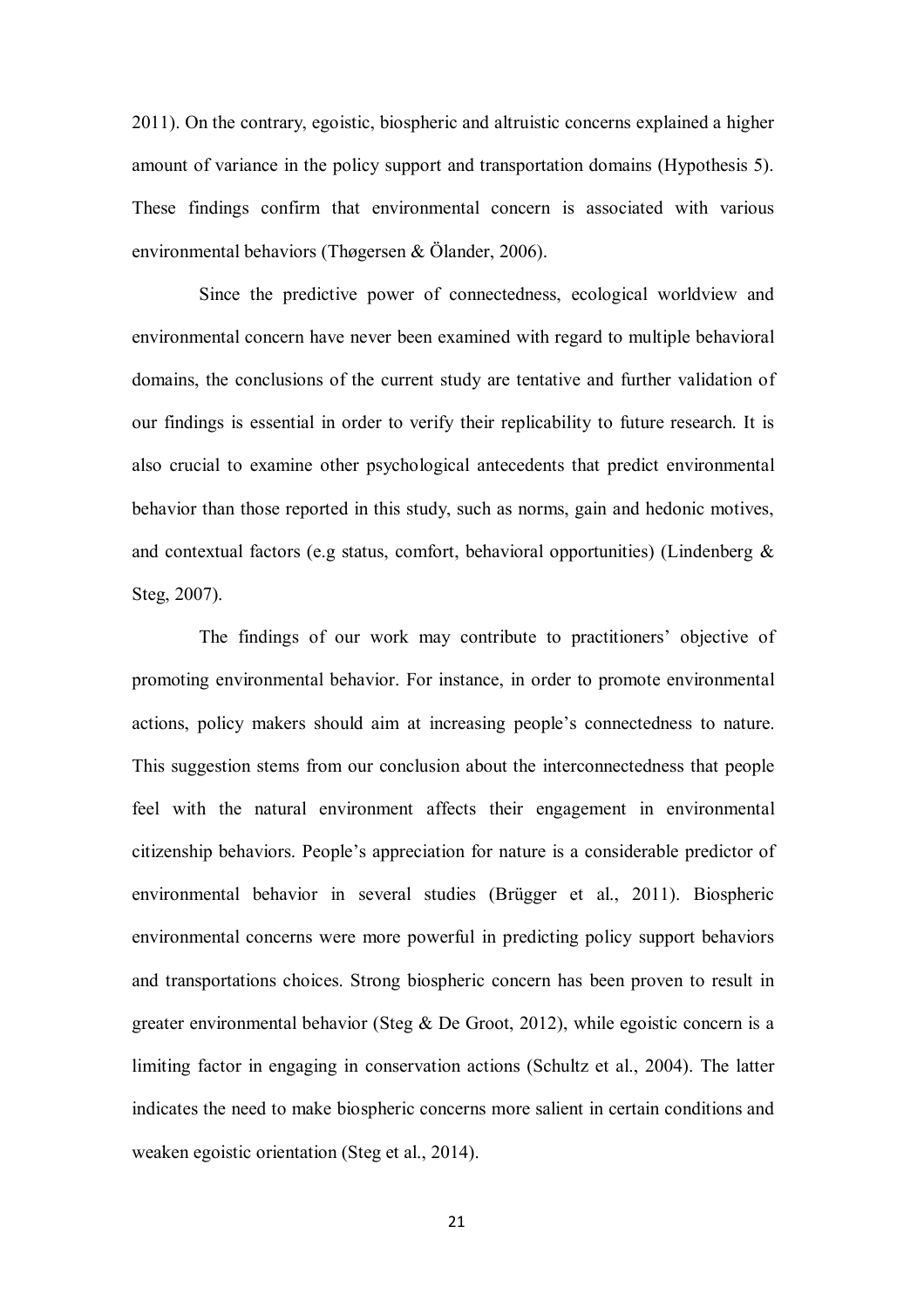2011). On the contrary, egoistic, biospheric and altruistic concerns explained a higher amount of variance in the policy support and transportation domains (Hypothesis 5). These findings confirm that environmental concern is associated with various environmental behaviors (Thøgersen & Ölander, 2006).

Since the predictive power of connectedness, ecological worldview and environmental concern have never been examined with regard to multiple behavioral domains, the conclusions of the current study are tentative and further validation of our findings is essential in order to verify their replicability to future research. It is also crucial to examine other psychological antecedents that predict environmental behavior than those reported in this study, such as norms, gain and hedonic motives, and contextual factors (e.g status, comfort, behavioral opportunities) (Lindenberg & Steg, 2007).

The findings of our work may contribute to practitioners' objective of promoting environmental behavior. For instance, in order to promote environmental actions, policy makers should aim at increasing people's connectedness to nature. This suggestion stems from our conclusion about the interconnectedness that people feel with the natural environment affects their engagement in environmental citizenship behaviors. People's appreciation for nature is a considerable predictor of environmental behavior in several studies (Brügger et al., 2011). Biospheric environmental concerns were more powerful in predicting policy support behaviors and transportations choices. Strong biospheric concern has been proven to result in greater environmental behavior (Steg & De Groot, 2012), while egoistic concern is a limiting factor in engaging in conservation actions (Schultz et al., 2004). The latter indicates the need to make biospheric concerns more salient in certain conditions and weaken egoistic orientation (Steg et al., 2014).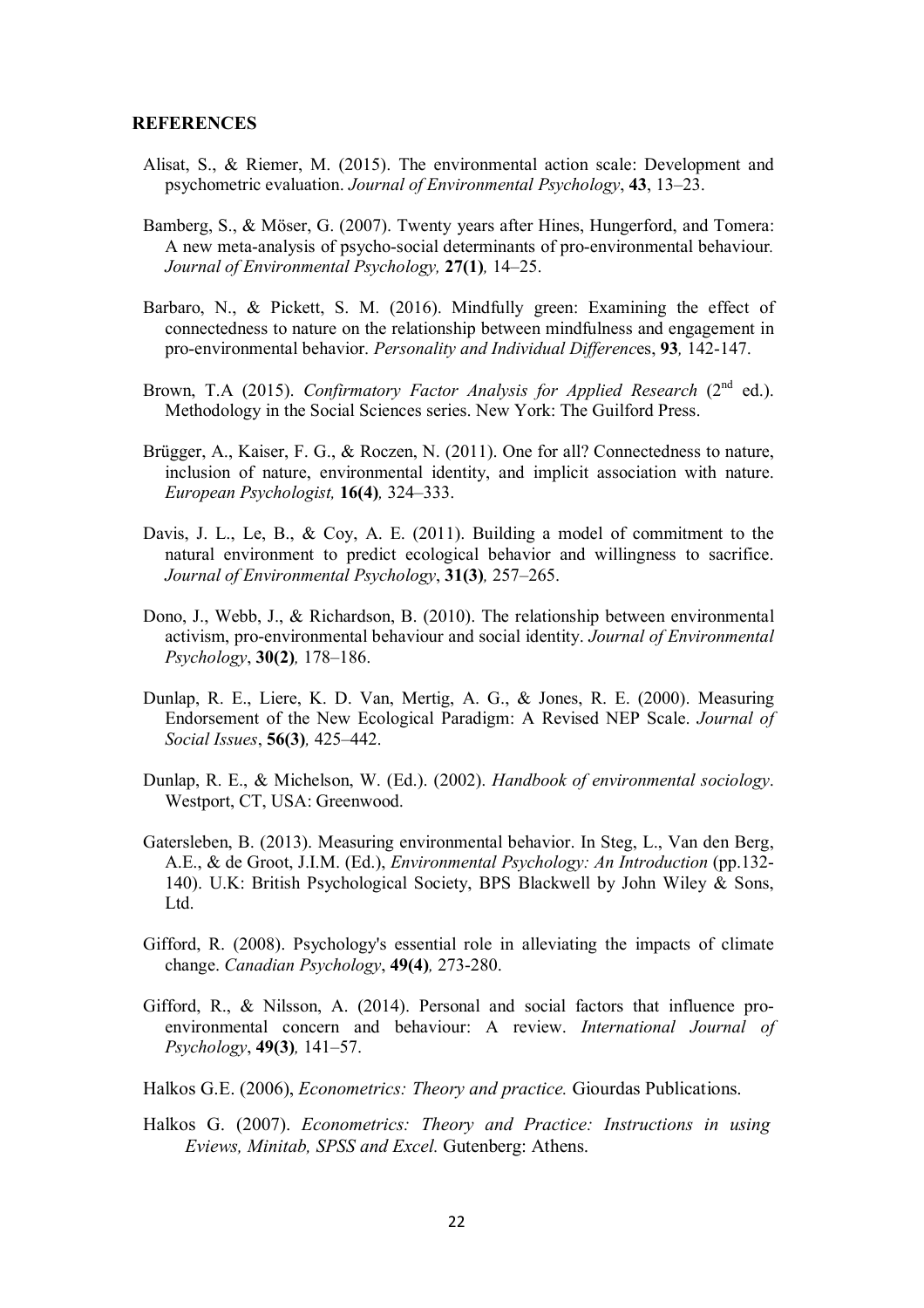## REFERENCES

Alisat, S., & Riemer, M. (2015). The environmental action scale: Development and psychometric evaluation. *Journal of Environmental Psychology*, **43**, 13–23.

Bamberg, S., & Möser, G. (2007). Twenty years after Hines, Hungerford, and Tomera: A new meta-analysis of psycho-social determinants of pro-environmental behaviour. *Journal of Environmental Psychology,* **27(1)***,* 14–25.

Barbaro, N., & Pickett, S. M. (2016). Mindfully green: Examining the effect of connectedness to nature on the relationship between mindfulness and engagement in pro-environmental behavior. *Personality and Individual Difference*s, **93***,* 142-147.

Brown, T.A (2015). *Confirmatory Factor Analysis for Applied Research* (2nd ed.). Methodology in the Social Sciences series. New York: The Guilford Press.

Brügger, A., Kaiser, F. G., & Roczen, N. (2011). One for all? Connectedness to nature, inclusion of nature, environmental identity, and implicit association with nature. *European Psychologist,* **16(4)***,* 324–333.

Davis, J. L., Le, B., & Coy, A. E. (2011). Building a model of commitment to the natural environment to predict ecological behavior and willingness to sacrifice. *Journal of Environmental Psychology*, **31(3)***,* 257–265.

Dono, J., Webb, J., & Richardson, B. (2010). The relationship between environmental activism, pro-environmental behaviour and social identity. *Journal of Environmental Psychology*, **30(2)***,* 178–186.

Dunlap, R. E., Liere, K. D. Van, Mertig, A. G., & Jones, R. E. (2000). Measuring Endorsement of the New Ecological Paradigm: A Revised NEP Scale. *Journal of Social Issues*, **56(3)***,* 425–442.

Dunlap, R. E., & Michelson, W. (Ed.). (2002). *Handbook of environmental sociology*. Westport, CT, USA: Greenwood.

Gatersleben, B. (2013). Measuring environmental behavior. In Steg, L., Van den Berg, A.E., & de Groot, J.I.M. (Ed.), *Environmental Psychology: An Introduction* (pp.132-140). U.K: British Psychological Society, BPS Blackwell by John Wiley & Sons, Ltd.

Gifford, R. (2008). Psychology's essential role in alleviating the impacts of climate change. *Canadian Psychology*, **49(4)***,* 273-280.

Gifford, R., & Nilsson, A. (2014). Personal and social factors that influence pro-environmental concern and behaviour: A review. *International Journal of Psychology*, **49(3)***,* 141–57.

Halkos G.E. (2006), *Econometrics: Theory and practice.* Giourdas Publications.

Halkos G. (2007). *Econometrics: Theory and Practice: Instructions in using Eviews, Minitab, SPSS and Excel.* Gutenberg: Athens.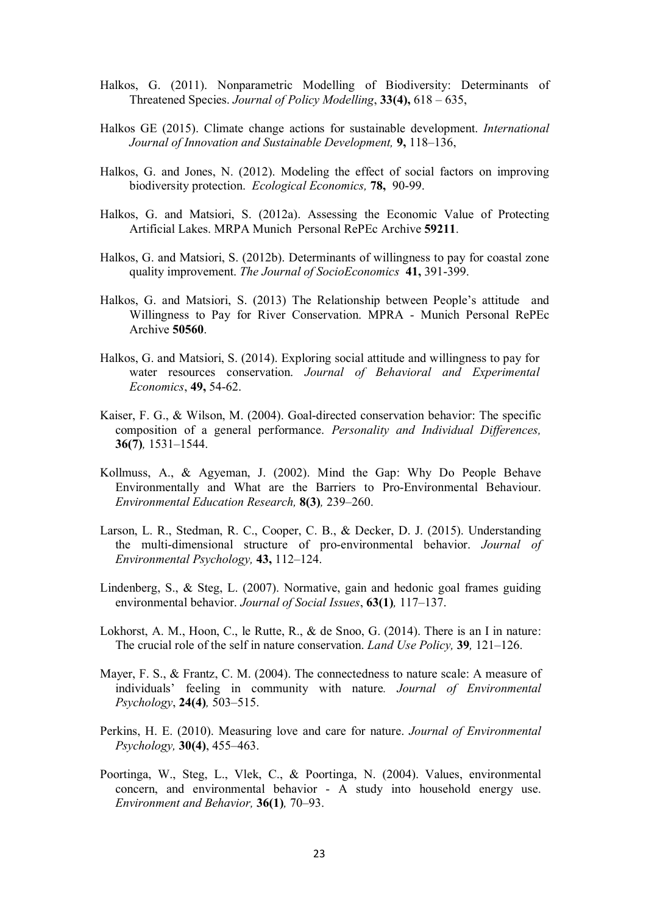Halkos, G. (2011). Nonparametric Modelling of Biodiversity: Determinants of Threatened Species. *Journal of Policy Modelling*, **33(4),** 618 – 635,

Halkos GE (2015). Climate change actions for sustainable development. *International Journal of Innovation and Sustainable Development,* **9,** 118–136,

Halkos, G. and Jones, N. (2012). Modeling the effect of social factors on improving biodiversity protection. *Ecological Economics,* **78,** 90-99.

Halkos, G. and Matsiori, S. (2012a). Assessing the Economic Value of Protecting Artificial Lakes. MRPA Munich Personal RePEc Archive **59211**.

Halkos, G. and Matsiori, S. (2012b). Determinants of willingness to pay for coastal zone quality improvement. *The Journal of SocioEconomics* **41,** 391-399.

Halkos, G. and Matsiori, S. (2013) The Relationship between People's attitude and Willingness to Pay for River Conservation. MPRA - Munich Personal RePEc Archive **50560**.

Halkos, G. and Matsiori, S. (2014). Exploring social attitude and willingness to pay for water resources conservation. *Journal of Behavioral and Experimental Economics*, **49,** 54-62.

Kaiser, F. G., & Wilson, M. (2004). Goal-directed conservation behavior: The specific composition of a general performance. *Personality and Individual Differences,* **36(7)***,* 1531–1544.

Kollmuss, A., & Agyeman, J. (2002). Mind the Gap: Why Do People Behave Environmentally and What are the Barriers to Pro-Environmental Behaviour. *Environmental Education Research,* **8(3)***,* 239–260.

Larson, L. R., Stedman, R. C., Cooper, C. B., & Decker, D. J. (2015). Understanding the multi-dimensional structure of pro-environmental behavior. *Journal of Environmental Psychology,* **43,** 112–124.

Lindenberg, S., & Steg, L. (2007). Normative, gain and hedonic goal frames guiding environmental behavior. *Journal of Social Issues*, **63(1)***,* 117–137.

Lokhorst, A. M., Hoon, C., le Rutte, R., & de Snoo, G. (2014). There is an I in nature: The crucial role of the self in nature conservation. *Land Use Policy,* **39***,* 121–126.

Mayer, F. S., & Frantz, C. M. (2004). The connectedness to nature scale: A measure of individuals' feeling in community with nature*. Journal of Environmental Psychology*, **24(4)***,* 503–515.

Perkins, H. E. (2010). Measuring love and care for nature. *Journal of Environmental Psychology,* **30(4)**, 455–463.

Poortinga, W., Steg, L., Vlek, C., & Poortinga, N. (2004). Values, environmental concern, and environmental behavior - A study into household energy use. *Environment and Behavior,* **36(1)***,* 70–93.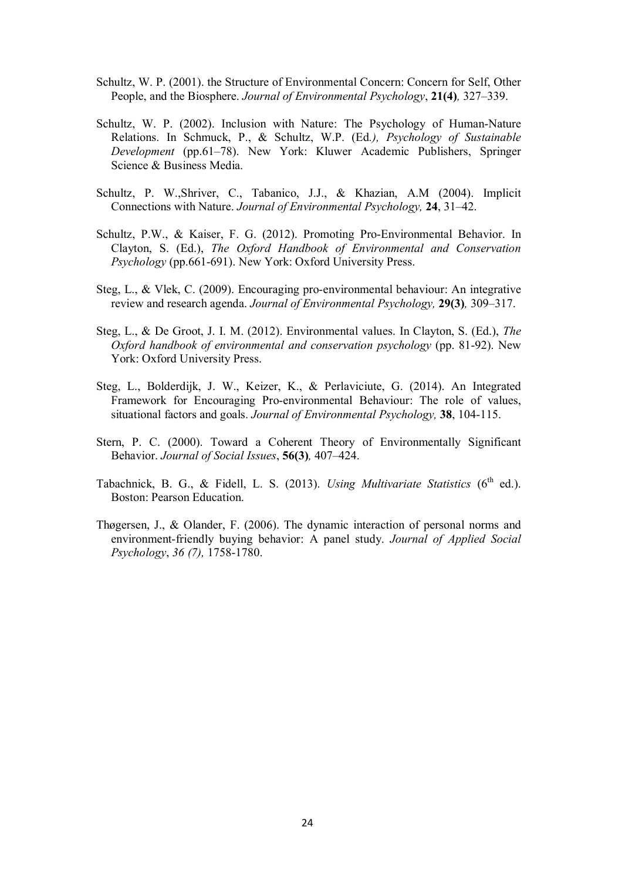Schultz, W. P. (2001). the Structure of Environmental Concern: Concern for Self, Other People, and the Biosphere. *Journal of Environmental Psychology*, **21(4)***,* 327–339.

Schultz, W. P. (2002). Inclusion with Nature: The Psychology of Human-Nature Relations. In Schmuck, P., & Schultz, W.P. (Ed*.), Psychology of Sustainable Development* (pp.61–78). New York: Kluwer Academic Publishers, Springer Science & Business Media.

Schultz, P. W.,Shriver, C., Tabanico, J.J., & Khazian, A.M (2004). Implicit Connections with Nature. *Journal of Environmental Psychology,* **24**, 31–42.

Schultz, P.W., & Kaiser, F. G. (2012). Promoting Pro-Environmental Behavior. In Clayton, S. (Ed.), *The Oxford Handbook of Environmental and Conservation Psychology* (pp.661-691). New York: Oxford University Press.

Steg, L., & Vlek, C. (2009). Encouraging pro-environmental behaviour: An integrative review and research agenda. *Journal of Environmental Psychology,* **29(3)***,* 309–317.

Steg, L., & De Groot, J. I. M. (2012). Environmental values. In Clayton, S. (Ed.), *The Oxford handbook of environmental and conservation psychology* (pp. 81-92). New York: Oxford University Press.

Steg, L., Bolderdijk, J. W., Keizer, K., & Perlaviciute, G. (2014). An Integrated Framework for Encouraging Pro-environmental Behaviour: The role of values, situational factors and goals. *Journal of Environmental Psychology,* **38**, 104-115.

Stern, P. C. (2000). Toward a Coherent Theory of Environmentally Significant Behavior. *Journal of Social Issues*, **56(3)***,* 407–424.

Tabachnick, B. G., & Fidell, L. S. (2013). *Using Multivariate Statistics* (6th ed.). Boston: Pearson Education.

Thøgersen, J., & Olander, F. (2006). The dynamic interaction of personal norms and environment-friendly buying behavior: A panel study. *Journal of Applied Social Psychology*, *36 (7),* 1758-1780.